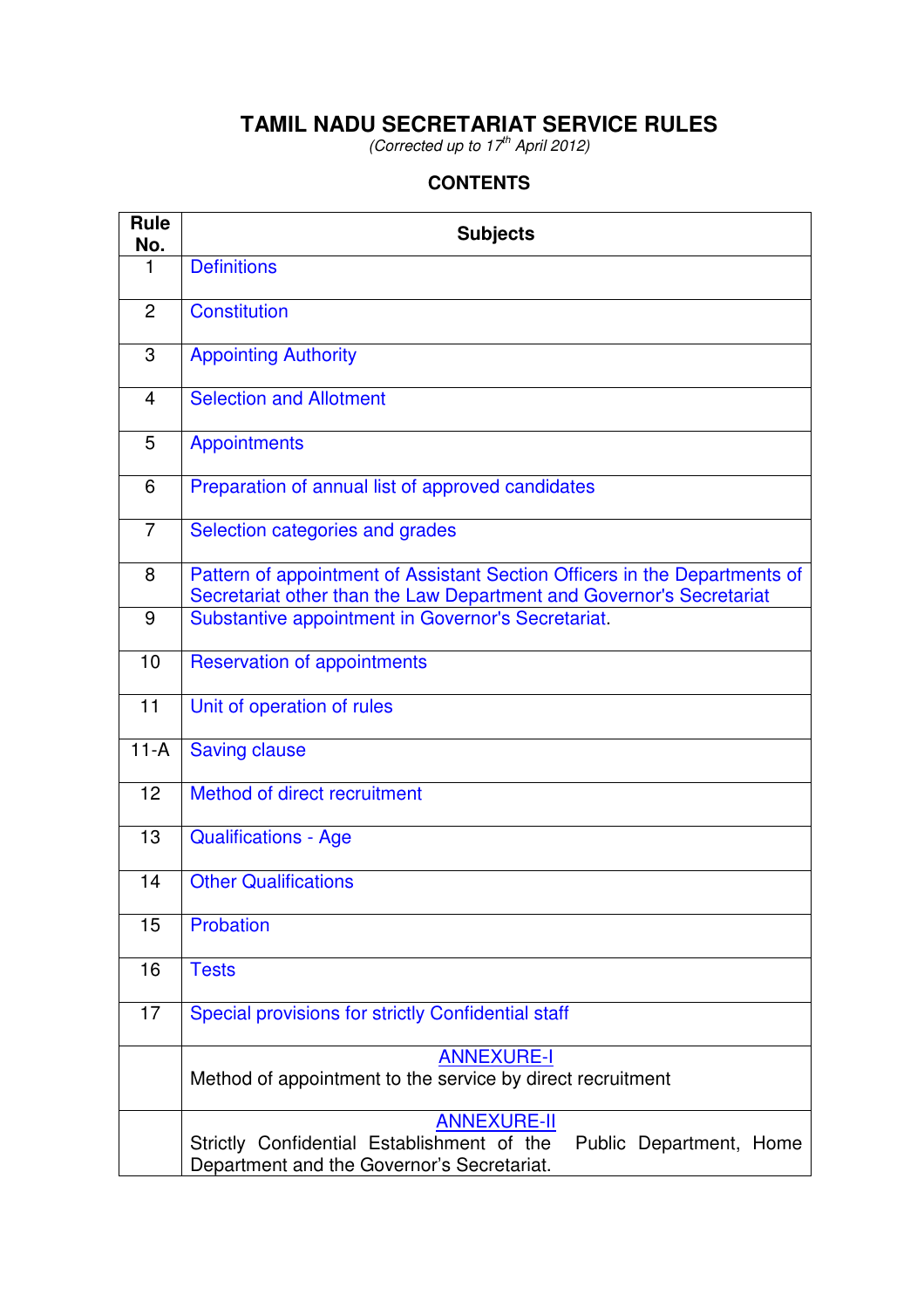# TAMIL NADU SECRETARIAT SERVICE RULES

*(Corrected up to 17th April 2012)*

## CONTENTS

| Rule No. | Subjects |
|---|---|
| 1 | Definitions |
| 2 | Constitution |
| 3 | Appointing Authority |
| 4 | Selection and Allotment |
| 5 | Appointments |
| 6 | Preparation of annual list of approved candidates |
| 7 | Selection categories and grades |
| 8 | Pattern of appointment of Assistant Section Officers in the Departments of Secretariat other than the Law Department and Governor's Secretariat |
| 9 | Substantive appointment in Governor's Secretariat. |
| 10 | Reservation of appointments |
| 11 | Unit of operation of rules |
| 11-A | Saving clause |
| 12 | Method of direct recruitment |
| 13 | Qualifications - Age |
| 14 | Other Qualifications |
| 15 | Probation |
| 16 | Tests |
| 17 | Special provisions for strictly Confidential staff |
| | ANNEXURE-I<br>Method of appointment to the service by direct recruitment |
| | ANNEXURE-II<br>Strictly Confidential Establishment of the Public Department, Home Department and the Governor's Secretariat. |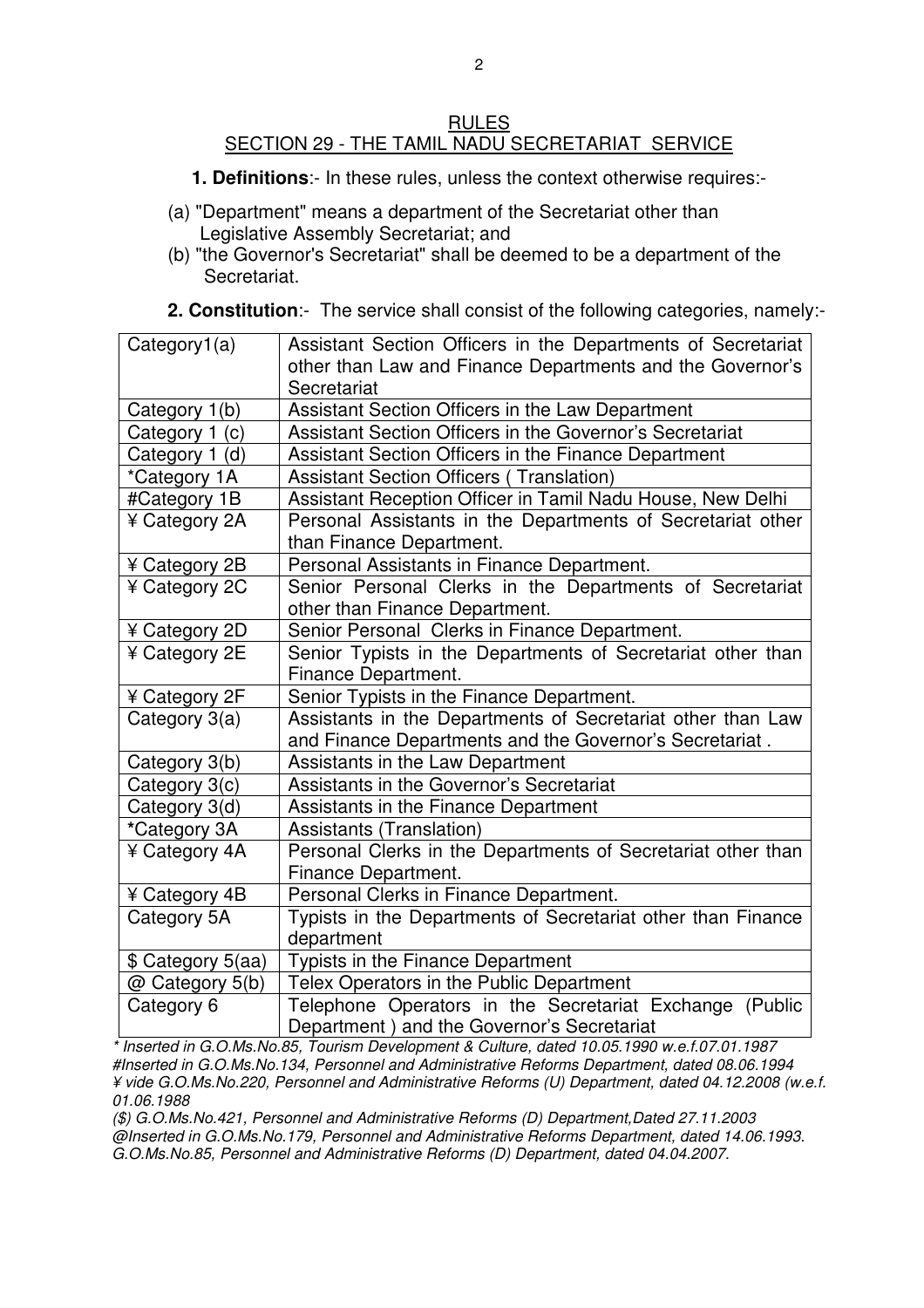## RULES

## SECTION 29 - THE TAMIL NADU SECRETARIAT SERVICE

**1. Definitions**:- In these rules, unless the context otherwise requires:-

(a) "Department" means a department of the Secretariat other than Legislative Assembly Secretariat; and

(b) "the Governor's Secretariat" shall be deemed to be a department of the Secretariat.

**2. Constitution**:- The service shall consist of the following categories, namely:-

| | |
|---|---|
| Category1(a) | Assistant Section Officers in the Departments of Secretariat other than Law and Finance Departments and the Governor's Secretariat |
| Category 1(b) | Assistant Section Officers in the Law Department |
| Category 1 (c) | Assistant Section Officers in the Governor's Secretariat |
| Category 1 (d) | Assistant Section Officers in the Finance Department |
| *Category 1A | Assistant Section Officers ( Translation) |
| #Category 1B | Assistant Reception Officer in Tamil Nadu House, New Delhi |
| ¥ Category 2A | Personal Assistants in the Departments of Secretariat other than Finance Department. |
| ¥ Category 2B | Personal Assistants in Finance Department. |
| ¥ Category 2C | Senior Personal Clerks in the Departments of Secretariat other than Finance Department. |
| ¥ Category 2D | Senior Personal Clerks in Finance Department. |
| ¥ Category 2E | Senior Typists in the Departments of Secretariat other than Finance Department. |
| ¥ Category 2F | Senior Typists in the Finance Department. |
| Category 3(a) | Assistants in the Departments of Secretariat other than Law and Finance Departments and the Governor's Secretariat . |
| Category 3(b) | Assistants in the Law Department |
| Category 3(c) | Assistants in the Governor's Secretariat |
| Category 3(d) | Assistants in the Finance Department |
| *Category 3A | Assistants (Translation) |
| ¥ Category 4A | Personal Clerks in the Departments of Secretariat other than Finance Department. |
| ¥ Category 4B | Personal Clerks in Finance Department. |
| Category 5A | Typists in the Departments of Secretariat other than Finance department |
| $ Category 5(aa) | Typists in the Finance Department |
| @ Category 5(b) | Telex Operators in the Public Department |
| Category 6 | Telephone Operators in the Secretariat Exchange (Public Department ) and the Governor's Secretariat |

*\* Inserted in G.O.Ms.No.85, Tourism Development & Culture, dated 10.05.1990 w.e.f.07.01.1987*
*#Inserted in G.O.Ms.No.134, Personnel and Administrative Reforms Department, dated 08.06.1994*
*¥ vide G.O.Ms.No.220, Personnel and Administrative Reforms (U) Department, dated 04.12.2008 (w.e.f. 01.06.1988*
*($) G.O.Ms.No.421, Personnel and Administrative Reforms (D) Department,Dated 27.11.2003*
*@Inserted in G.O.Ms.No.179, Personnel and Administrative Reforms Department, dated 14.06.1993.*
*G.O.Ms.No.85, Personnel and Administrative Reforms (D) Department, dated 04.04.2007.*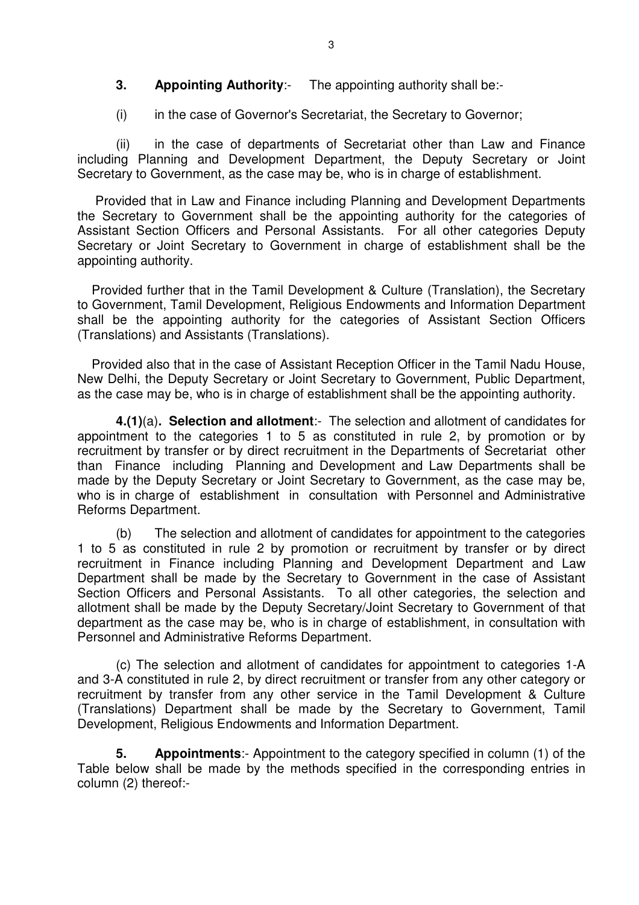**3. Appointing Authority**:- The appointing authority shall be:-

(i) in the case of Governor's Secretariat, the Secretary to Governor;

(ii) in the case of departments of Secretariat other than Law and Finance including Planning and Development Department, the Deputy Secretary or Joint Secretary to Government, as the case may be, who is in charge of establishment.

Provided that in Law and Finance including Planning and Development Departments the Secretary to Government shall be the appointing authority for the categories of Assistant Section Officers and Personal Assistants. For all other categories Deputy Secretary or Joint Secretary to Government in charge of establishment shall be the appointing authority.

Provided further that in the Tamil Development & Culture (Translation), the Secretary to Government, Tamil Development, Religious Endowments and Information Department shall be the appointing authority for the categories of Assistant Section Officers (Translations) and Assistants (Translations).

Provided also that in the case of Assistant Reception Officer in the Tamil Nadu House, New Delhi, the Deputy Secretary or Joint Secretary to Government, Public Department, as the case may be, who is in charge of establishment shall be the appointing authority.

**4.(1)**(a)**. Selection and allotment**:- The selection and allotment of candidates for appointment to the categories 1 to 5 as constituted in rule 2, by promotion or by recruitment by transfer or by direct recruitment in the Departments of Secretariat other than Finance including Planning and Development and Law Departments shall be made by the Deputy Secretary or Joint Secretary to Government, as the case may be, who is in charge of establishment in consultation with Personnel and Administrative Reforms Department.

(b) The selection and allotment of candidates for appointment to the categories 1 to 5 as constituted in rule 2 by promotion or recruitment by transfer or by direct recruitment in Finance including Planning and Development Department and Law Department shall be made by the Secretary to Government in the case of Assistant Section Officers and Personal Assistants. To all other categories, the selection and allotment shall be made by the Deputy Secretary/Joint Secretary to Government of that department as the case may be, who is in charge of establishment, in consultation with Personnel and Administrative Reforms Department.

(c) The selection and allotment of candidates for appointment to categories 1-A and 3-A constituted in rule 2, by direct recruitment or transfer from any other category or recruitment by transfer from any other service in the Tamil Development & Culture (Translations) Department shall be made by the Secretary to Government, Tamil Development, Religious Endowments and Information Department.

**5. Appointments**:- Appointment to the category specified in column (1) of the Table below shall be made by the methods specified in the corresponding entries in column (2) thereof:-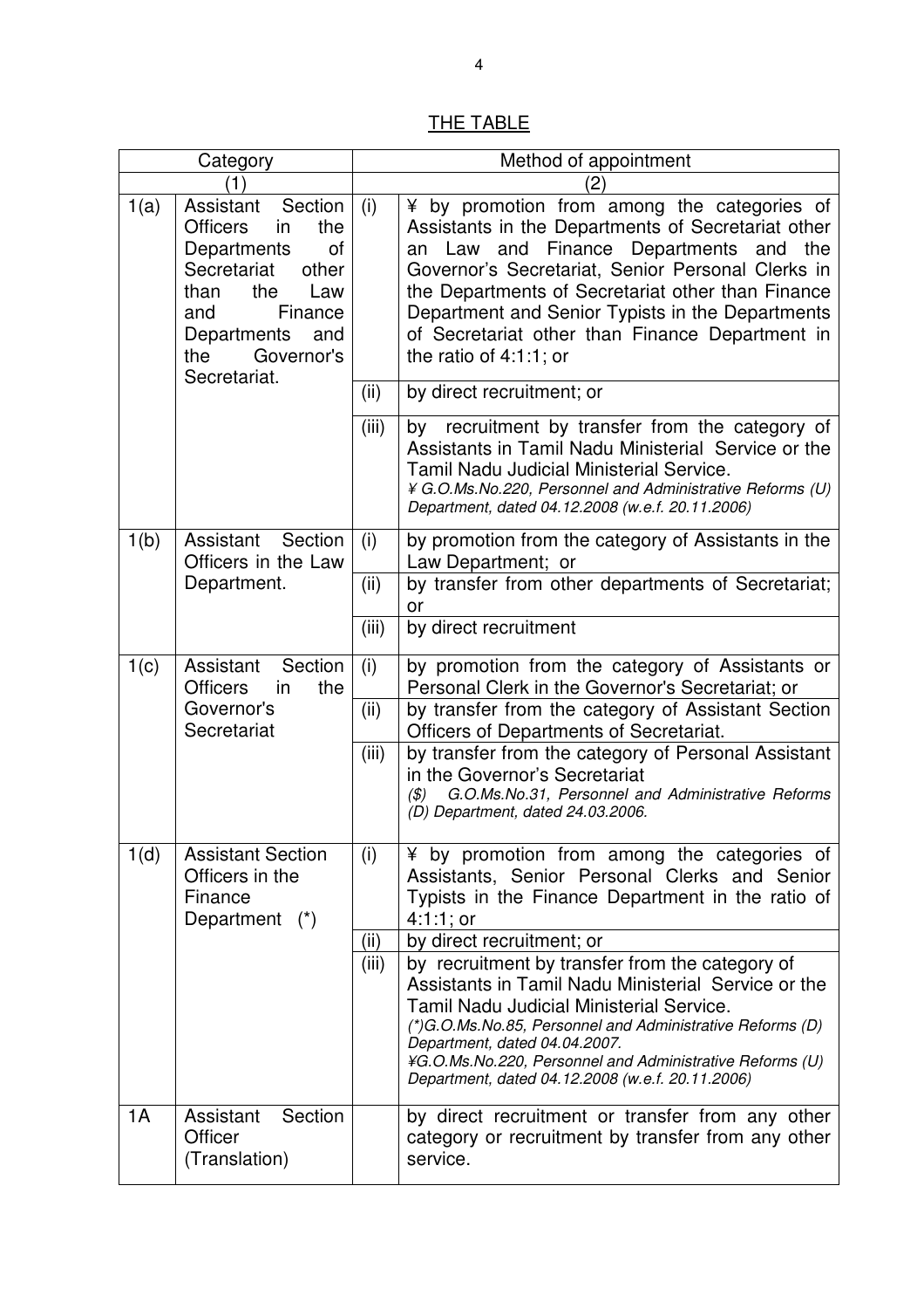THE TABLE

| Category | | Method of appointment | |
|---|---|---|---|
| (1) | | (2) | |
| 1(a) | Assistant Section Officers in the Departments of Secretariat other than the Law and Finance Departments and the Governor's Secretariat. | (i) | ¥ by promotion from among the categories of Assistants in the Departments of Secretariat other an Law and Finance Departments and the Governor's Secretariat, Senior Personal Clerks in the Departments of Secretariat other than Finance Department and Senior Typists in the Departments of Secretariat other than Finance Department in the ratio of 4:1:1; or |
| | | (ii) | by direct recruitment; or |
| | | (iii) | by recruitment by transfer from the category of Assistants in Tamil Nadu Ministerial Service or the Tamil Nadu Judicial Ministerial Service. *¥ G.O.Ms.No.220, Personnel and Administrative Reforms (U) Department, dated 04.12.2008 (w.e.f. 20.11.2006)* |
| 1(b) | Assistant Section Officers in the Law Department. | (i) | by promotion from the category of Assistants in the Law Department; or |
| | | (ii) | by transfer from other departments of Secretariat; or |
| | | (iii) | by direct recruitment |
| 1(c) | Assistant Section Officers in the Governor's Secretariat | (i) | by promotion from the category of Assistants or Personal Clerk in the Governor's Secretariat; or |
| | | (ii) | by transfer from the category of Assistant Section Officers of Departments of Secretariat. |
| | | (iii) | by transfer from the category of Personal Assistant in the Governor's Secretariat *($) G.O.Ms.No.31, Personnel and Administrative Reforms (D) Department, dated 24.03.2006.* |
| 1(d) | Assistant Section Officers in the Finance Department (*) | (i) | ¥ by promotion from among the categories of Assistants, Senior Personal Clerks and Senior Typists in the Finance Department in the ratio of 4:1:1; or |
| | | (ii) | by direct recruitment; or |
| | | (iii) | by recruitment by transfer from the category of Assistants in Tamil Nadu Ministerial Service or the Tamil Nadu Judicial Ministerial Service. *(*)G.O.Ms.No.85, Personnel and Administrative Reforms (D) Department, dated 04.04.2007. ¥G.O.Ms.No.220, Personnel and Administrative Reforms (U) Department, dated 04.12.2008 (w.e.f. 20.11.2006)* |
| 1A | Assistant Section Officer (Translation) | | by direct recruitment or transfer from any other category or recruitment by transfer from any other service. |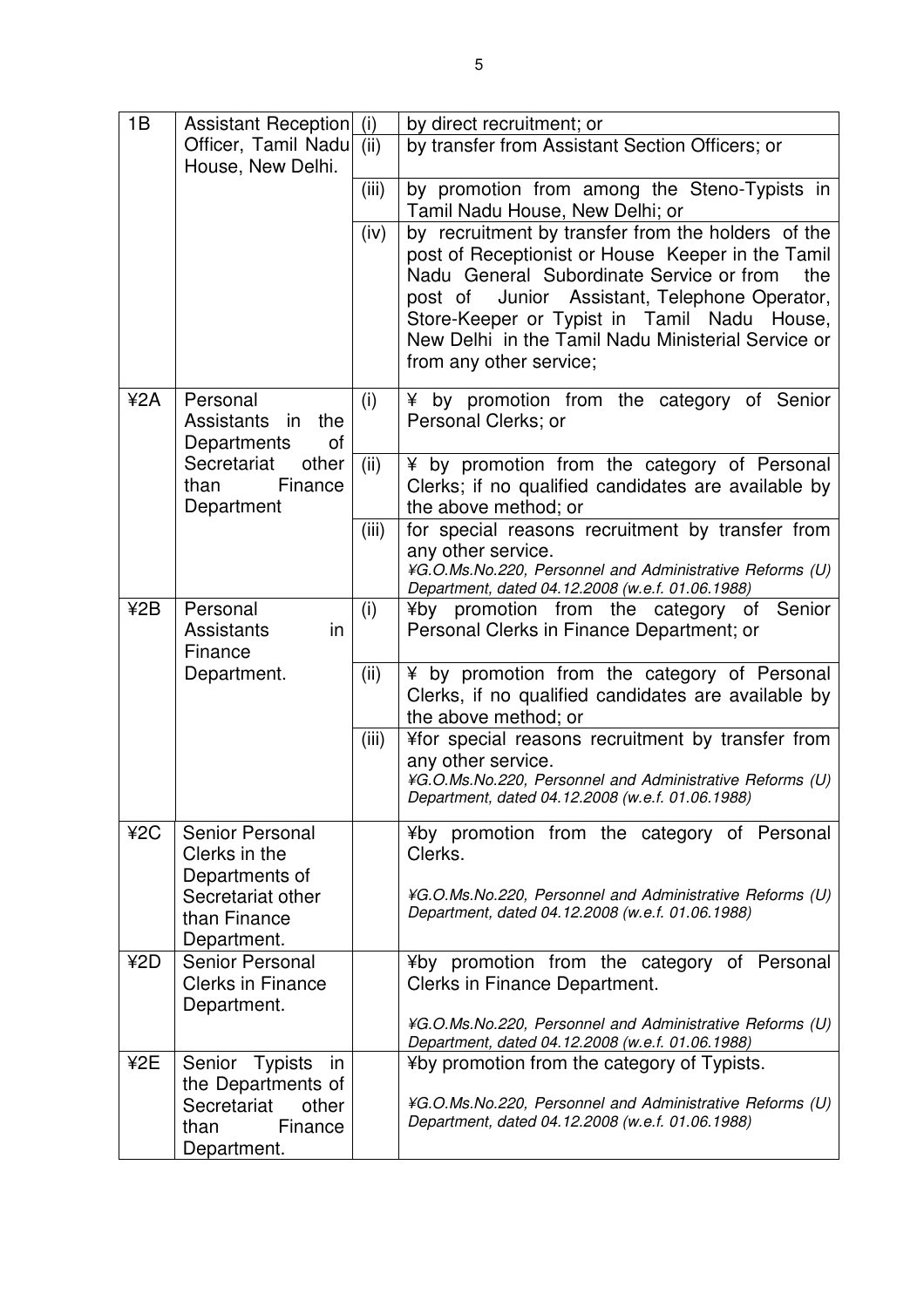| | | | |
|---|---|---|---|
| 1B | Assistant Reception Officer, Tamil Nadu House, New Delhi. | (i) | by direct recruitment; or |
| | | (ii) | by transfer from Assistant Section Officers; or |
| | | (iii) | by promotion from among the Steno-Typists in Tamil Nadu House, New Delhi; or |
| | | (iv) | by recruitment by transfer from the holders of the post of Receptionist or House Keeper in the Tamil Nadu General Subordinate Service or from the post of Junior Assistant, Telephone Operator, Store-Keeper or Typist in Tamil Nadu House, New Delhi in the Tamil Nadu Ministerial Service or from any other service; |
| ¥2A | Personal Assistants in the Departments of Secretariat other than Finance Department | (i) | ¥ by promotion from the category of Senior Personal Clerks; or |
| | | (ii) | ¥ by promotion from the category of Personal Clerks; if no qualified candidates are available by the above method; or |
| | | (iii) | for special reasons recruitment by transfer from any other service.<br>*¥G.O.Ms.No.220, Personnel and Administrative Reforms (U) Department, dated 04.12.2008 (w.e.f. 01.06.1988)* |
| ¥2B | Personal Assistants in Finance Department. | (i) | ¥by promotion from the category of Senior Personal Clerks in Finance Department; or |
| | | (ii) | ¥ by promotion from the category of Personal Clerks, if no qualified candidates are available by the above method; or |
| | | (iii) | ¥for special reasons recruitment by transfer from any other service.<br>*¥G.O.Ms.No.220, Personnel and Administrative Reforms (U) Department, dated 04.12.2008 (w.e.f. 01.06.1988)* |
| ¥2C | Senior Personal Clerks in the Departments of Secretariat other than Finance Department. | | ¥by promotion from the category of Personal Clerks.<br>*¥G.O.Ms.No.220, Personnel and Administrative Reforms (U) Department, dated 04.12.2008 (w.e.f. 01.06.1988)* |
| ¥2D | Senior Personal Clerks in Finance Department. | | ¥by promotion from the category of Personal Clerks in Finance Department.<br>*¥G.O.Ms.No.220, Personnel and Administrative Reforms (U) Department, dated 04.12.2008 (w.e.f. 01.06.1988)* |
| ¥2E | Senior Typists in the Departments of Secretariat other than Finance Department. | | ¥by promotion from the category of Typists.<br>*¥G.O.Ms.No.220, Personnel and Administrative Reforms (U) Department, dated 04.12.2008 (w.e.f. 01.06.1988)* |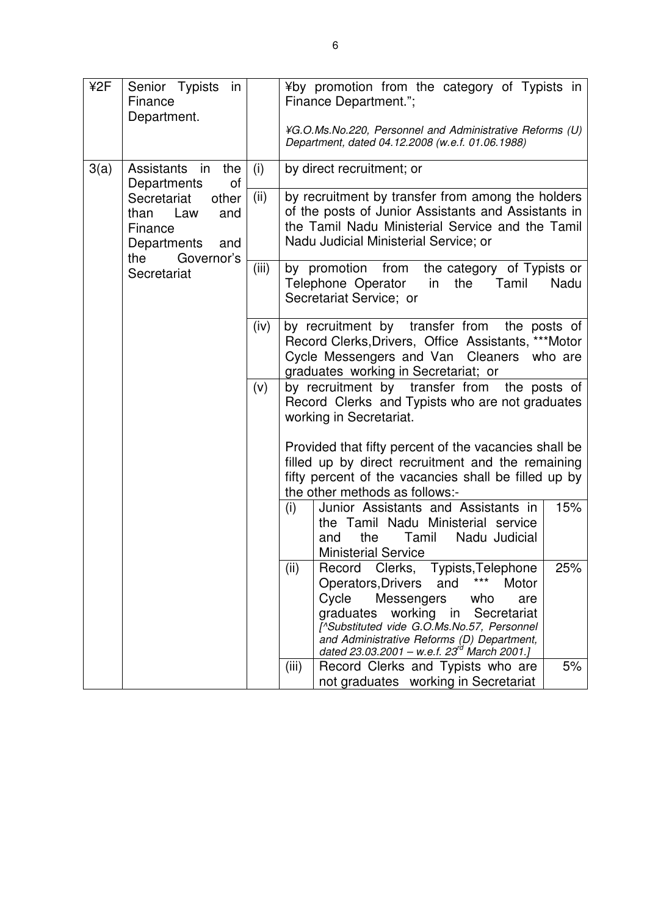| | | | |
|---|---|---|---|
| ¥2F | Senior Typists in Finance Department. | | ¥by promotion from the category of Typists in Finance Department.";<br><br>*¥G.O.Ms.No.220, Personnel and Administrative Reforms (U) Department, dated 04.12.2008 (w.e.f. 01.06.1988)* |
| 3(a) | Assistants in the Departments of Secretariat other than Law and Finance Departments and the Governor's Secretariat | (i) | by direct recruitment; or |
| | | (ii) | by recruitment by transfer from among the holders of the posts of Junior Assistants and Assistants in the Tamil Nadu Ministerial Service and the Tamil Nadu Judicial Ministerial Service; or |
| | | (iii) | by promotion from the category of Typists or Telephone Operator in the Tamil Nadu Secretariat Service; or |
| | | (iv) | by recruitment by transfer from the posts of Record Clerks,Drivers, Office Assistants, ***Motor Cycle Messengers and Van Cleaners who are graduates working in Secretariat; or |
| | | (v) | by recruitment by transfer from the posts of Record Clerks and Typists who are not graduates working in Secretariat.<br><br>Provided that fifty percent of the vacancies shall be filled up by direct recruitment and the remaining fifty percent of the vacancies shall be filled up by the other methods as follows:-<br><br>(i) Junior Assistants and Assistants in the Tamil Nadu Ministerial service and the Tamil Nadu Judicial Ministerial Service — 15%<br><br>(ii) Record Clerks, Typists,Telephone Operators,Drivers and *** Motor Cycle Messengers who are graduates working in Secretariat *[^Substituted vide G.O.Ms.No.57, Personnel and Administrative Reforms (D) Department, dated 23.03.2001 – w.e.f. 23rd March 2001.]* — 25%<br><br>(iii) Record Clerks and Typists who are not graduates working in Secretariat — 5% |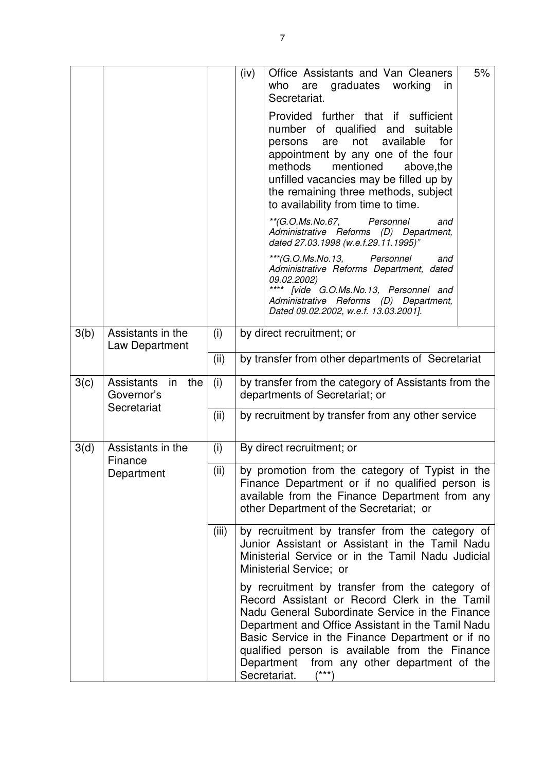| | | | | | |
|---|---|---|---|---|---|
| | | | (iv) | Office Assistants and Van Cleaners who are graduates working in Secretariat.<br><br>Provided further that if sufficient number of qualified and suitable persons are not available for appointment by any one of the four methods mentioned above,the unfilled vacancies may be filled up by the remaining three methods, subject to availability from time to time.<br><br>*\*\*(G.O.Ms.No.67, Personnel and Administrative Reforms (D) Department, dated 27.03.1998 (w.e.f.29.11.1995)"*<br><br>*\*\*\*(G.O.Ms.No.13, Personnel and Administrative Reforms Department, dated 09.02.2002)*<br>*\*\*\*\* [vide G.O.Ms.No.13, Personnel and Administrative Reforms (D) Department, Dated 09.02.2002, w.e.f. 13.03.2001].* | 5% |
| 3(b) | Assistants in the Law Department | (i) | by direct recruitment; or | | |
| | | (ii) | by transfer from other departments of Secretariat | | |
| 3(c) | Assistants in the Governor's Secretariat | (i) | by transfer from the category of Assistants from the departments of Secretariat; or | | |
| | | (ii) | by recruitment by transfer from any other service | | |
| 3(d) | Assistants in the Finance Department | (i) | By direct recruitment; or | | |
| | | (ii) | by promotion from the category of Typist in the Finance Department or if no qualified person is available from the Finance Department from any other Department of the Secretariat; or | | |
| | | (iii) | by recruitment by transfer from the category of Junior Assistant or Assistant in the Tamil Nadu Ministerial Service or in the Tamil Nadu Judicial Ministerial Service; or<br><br>by recruitment by transfer from the category of Record Assistant or Record Clerk in the Tamil Nadu General Subordinate Service in the Finance Department and Office Assistant in the Tamil Nadu Basic Service in the Finance Department or if no qualified person is available from the Finance Department from any other department of the Secretariat. (\*\*\*) | | |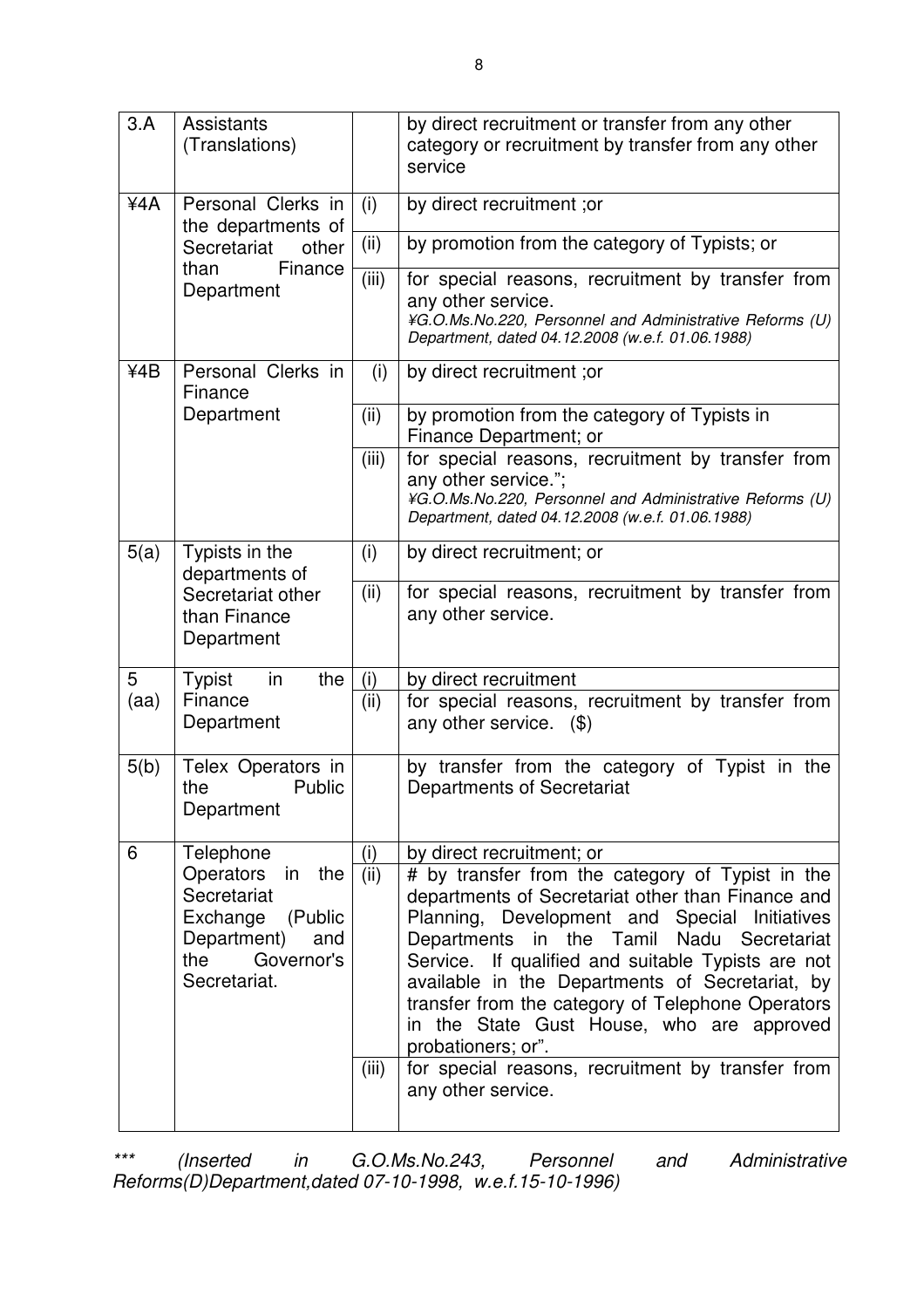| 3.A | Assistants (Translations) | | by direct recruitment or transfer from any other category or recruitment by transfer from any other service |
|---|---|---|---|
| ¥4A | Personal Clerks in the departments of Secretariat other than Finance Department | (i) | by direct recruitment ;or |
| | | (ii) | by promotion from the category of Typists; or |
| | | (iii) | for special reasons, recruitment by transfer from any other service. *¥G.O.Ms.No.220, Personnel and Administrative Reforms (U) Department, dated 04.12.2008 (w.e.f. 01.06.1988)* |
| ¥4B | Personal Clerks in Finance Department | (i) | by direct recruitment ;or |
| | | (ii) | by promotion from the category of Typists in Finance Department; or |
| | | (iii) | for special reasons, recruitment by transfer from any other service."; *¥G.O.Ms.No.220, Personnel and Administrative Reforms (U) Department, dated 04.12.2008 (w.e.f. 01.06.1988)* |
| 5(a) | Typists in the departments of Secretariat other than Finance Department | (i) | by direct recruitment; or |
| | | (ii) | for special reasons, recruitment by transfer from any other service. |
| 5 (aa) | Typist in the Finance Department | (i) | by direct recruitment |
| | | (ii) | for special reasons, recruitment by transfer from any other service. ($) |
| 5(b) | Telex Operators in the Public Department | | by transfer from the category of Typist in the Departments of Secretariat |
| 6 | Telephone Operators in the Secretariat Exchange (Public Department) and the Governor's Secretariat. | (i) | by direct recruitment; or |
| | | (ii) | # by transfer from the category of Typist in the departments of Secretariat other than Finance and Planning, Development and Special Initiatives Departments in the Tamil Nadu Secretariat Service. If qualified and suitable Typists are not available in the Departments of Secretariat, by transfer from the category of Telephone Operators in the State Gust House, who are approved probationers; or". |
| | | (iii) | for special reasons, recruitment by transfer from any other service. |

*\*\*\* (Inserted in G.O.Ms.No.243, Personnel and Administrative Reforms(D)Department,dated 07-10-1998, w.e.f.15-10-1996)*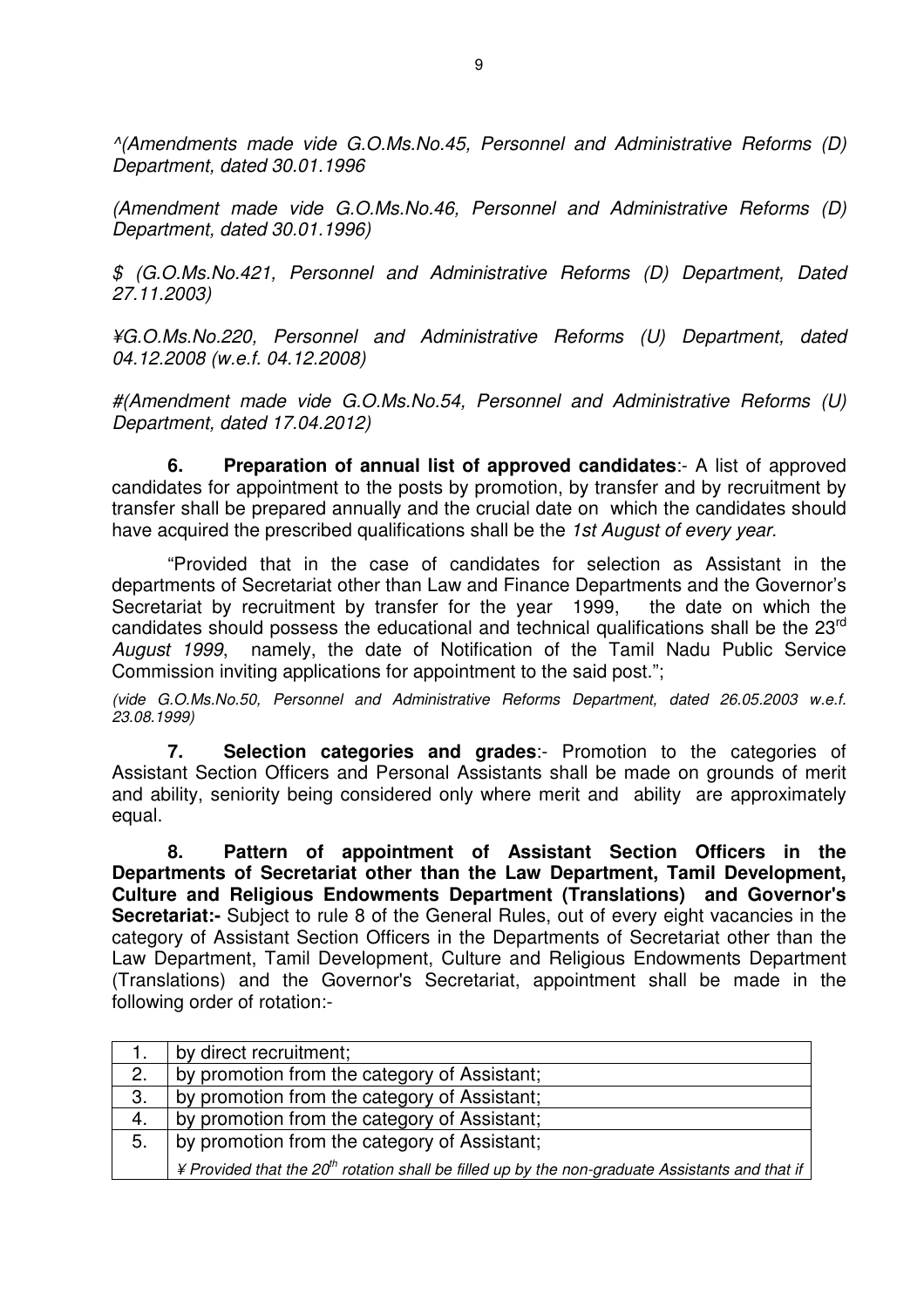*^(Amendments made vide G.O.Ms.No.45, Personnel and Administrative Reforms (D) Department, dated 30.01.1996*

*(Amendment made vide G.O.Ms.No.46, Personnel and Administrative Reforms (D) Department, dated 30.01.1996)*

*$ (G.O.Ms.No.421, Personnel and Administrative Reforms (D) Department, Dated 27.11.2003)*

*¥G.O.Ms.No.220, Personnel and Administrative Reforms (U) Department, dated 04.12.2008 (w.e.f. 04.12.2008)*

*#(Amendment made vide G.O.Ms.No.54, Personnel and Administrative Reforms (U) Department, dated 17.04.2012)*

**6. Preparation of annual list of approved candidates**:- A list of approved candidates for appointment to the posts by promotion, by transfer and by recruitment by transfer shall be prepared annually and the crucial date on which the candidates should have acquired the prescribed qualifications shall be the *1st August of every year.*

"Provided that in the case of candidates for selection as Assistant in the departments of Secretariat other than Law and Finance Departments and the Governor's Secretariat by recruitment by transfer for the year 1999, the date on which the candidates should possess the educational and technical qualifications shall be the 23rd *August 1999*, namely, the date of Notification of the Tamil Nadu Public Service Commission inviting applications for appointment to the said post.";

*(vide G.O.Ms.No.50, Personnel and Administrative Reforms Department, dated 26.05.2003 w.e.f. 23.08.1999)*

**7. Selection categories and grades**:- Promotion to the categories of Assistant Section Officers and Personal Assistants shall be made on grounds of merit and ability, seniority being considered only where merit and ability are approximately equal.

**8. Pattern of appointment of Assistant Section Officers in the Departments of Secretariat other than the Law Department, Tamil Development, Culture and Religious Endowments Department (Translations) and Governor's Secretariat:-** Subject to rule 8 of the General Rules, out of every eight vacancies in the category of Assistant Section Officers in the Departments of Secretariat other than the Law Department, Tamil Development, Culture and Religious Endowments Department (Translations) and the Governor's Secretariat, appointment shall be made in the following order of rotation:-

| | |
|---|---|
| 1. | by direct recruitment; |
| 2. | by promotion from the category of Assistant; |
| 3. | by promotion from the category of Assistant; |
| 4. | by promotion from the category of Assistant; |
| 5. | by promotion from the category of Assistant; *¥ Provided that the 20th rotation shall be filled up by the non-graduate Assistants and that if* |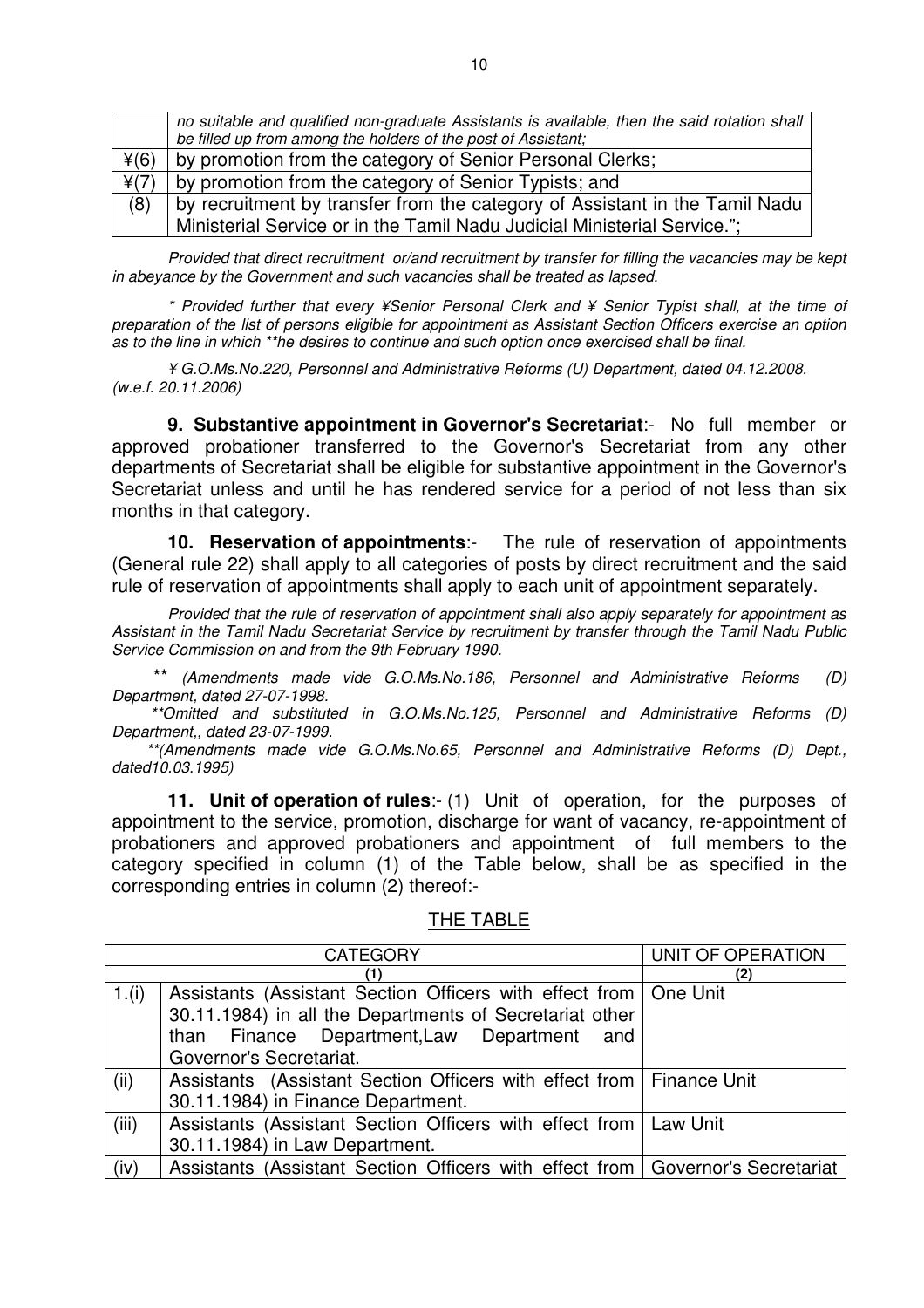| | |
|---|---|
| | *no suitable and qualified non-graduate Assistants is available, then the said rotation shall be filled up from among the holders of the post of Assistant;* |
| ¥(6) | by promotion from the category of Senior Personal Clerks; |
| ¥(7) | by promotion from the category of Senior Typists; and |
| (8) | by recruitment by transfer from the category of Assistant in the Tamil Nadu Ministerial Service or in the Tamil Nadu Judicial Ministerial Service."; |

*Provided that direct recruitment or/and recruitment by transfer for filling the vacancies may be kept in abeyance by the Government and such vacancies shall be treated as lapsed.*

*\* Provided further that every ¥Senior Personal Clerk and ¥ Senior Typist shall, at the time of preparation of the list of persons eligible for appointment as Assistant Section Officers exercise an option as to the line in which \*\*he desires to continue and such option once exercised shall be final.*

*¥ G.O.Ms.No.220, Personnel and Administrative Reforms (U) Department, dated 04.12.2008. (w.e.f. 20.11.2006)*

**9. Substantive appointment in Governor's Secretariat**:- No full member or approved probationer transferred to the Governor's Secretariat from any other departments of Secretariat shall be eligible for substantive appointment in the Governor's Secretariat unless and until he has rendered service for a period of not less than six months in that category.

**10. Reservation of appointments**:- The rule of reservation of appointments (General rule 22) shall apply to all categories of posts by direct recruitment and the said rule of reservation of appointments shall apply to each unit of appointment separately.

*Provided that the rule of reservation of appointment shall also apply separately for appointment as Assistant in the Tamil Nadu Secretariat Service by recruitment by transfer through the Tamil Nadu Public Service Commission on and from the 9th February 1990.*

*\*\* (Amendments made vide G.O.Ms.No.186, Personnel and Administrative Reforms (D) Department, dated 27-07-1998.*

*\*\*Omitted and substituted in G.O.Ms.No.125, Personnel and Administrative Reforms (D) Department,, dated 23-07-1999.*

*\*\*(Amendments made vide G.O.Ms.No.65, Personnel and Administrative Reforms (D) Dept., dated10.03.1995)*

**11. Unit of operation of rules**:- (1) Unit of operation, for the purposes of appointment to the service, promotion, discharge for want of vacancy, re-appointment of probationers and approved probationers and appointment of full members to the category specified in column (1) of the Table below, shall be as specified in the corresponding entries in column (2) thereof:-

THE TABLE

| CATEGORY | | UNIT OF OPERATION |
|---|---|---|
| (1) | | (2) |
| 1.(i) | Assistants (Assistant Section Officers with effect from 30.11.1984) in all the Departments of Secretariat other than Finance Department,Law Department and Governor's Secretariat. | One Unit |
| (ii) | Assistants (Assistant Section Officers with effect from 30.11.1984) in Finance Department. | Finance Unit |
| (iii) | Assistants (Assistant Section Officers with effect from 30.11.1984) in Law Department. | Law Unit |
| (iv) | Assistants (Assistant Section Officers with effect from | Governor's Secretariat |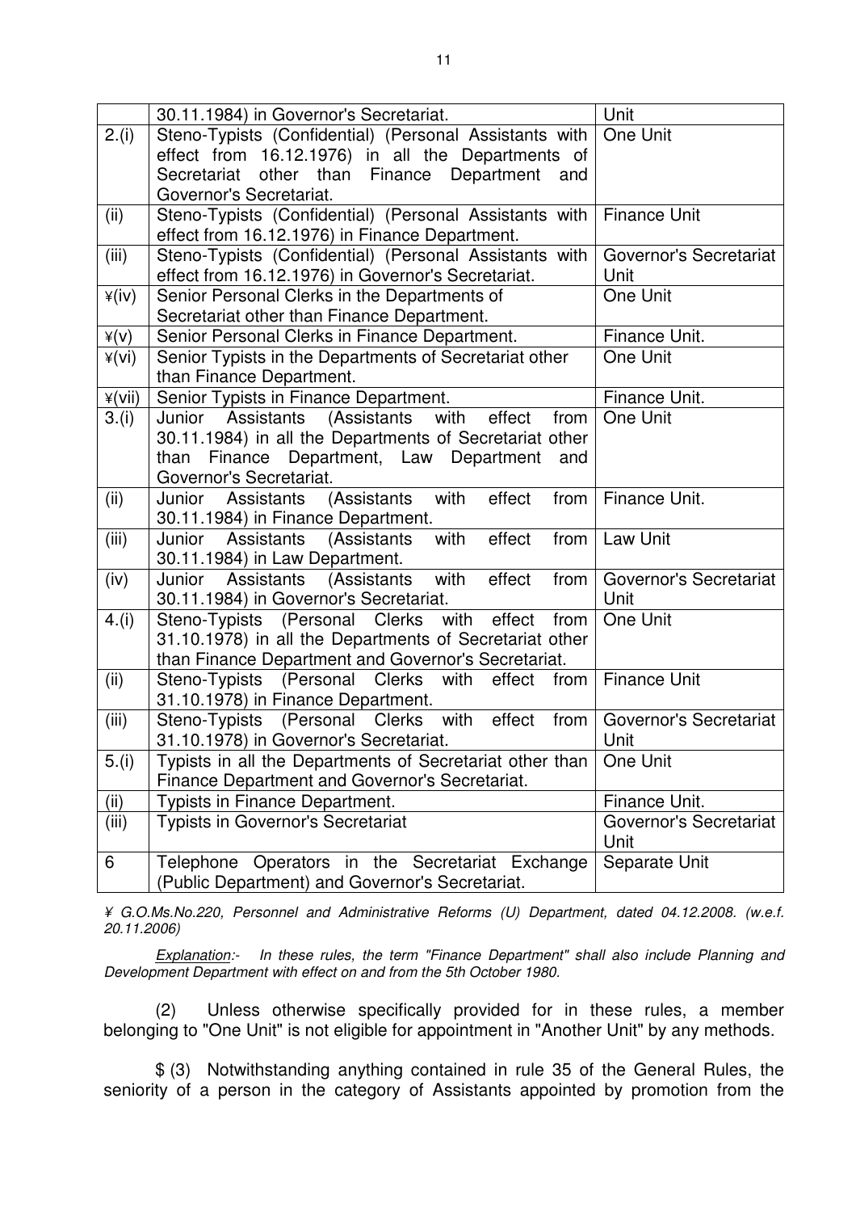|  | 30.11.1984) in Governor's Secretariat. | Unit |
|---|---|---|
| 2.(i) | Steno-Typists (Confidential) (Personal Assistants with effect from 16.12.1976) in all the Departments of Secretariat other than Finance Department and Governor's Secretariat. | One Unit |
| (ii) | Steno-Typists (Confidential) (Personal Assistants with effect from 16.12.1976) in Finance Department. | Finance Unit |
| (iii) | Steno-Typists (Confidential) (Personal Assistants with effect from 16.12.1976) in Governor's Secretariat. | Governor's Secretariat Unit |
| ¥(iv) | Senior Personal Clerks in the Departments of Secretariat other than Finance Department. | One Unit |
| ¥(v) | Senior Personal Clerks in Finance Department. | Finance Unit. |
| ¥(vi) | Senior Typists in the Departments of Secretariat other than Finance Department. | One Unit |
| ¥(vii) | Senior Typists in Finance Department. | Finance Unit. |
| 3.(i) | Junior Assistants (Assistants with effect from 30.11.1984) in all the Departments of Secretariat other than Finance Department, Law Department and Governor's Secretariat. | One Unit |
| (ii) | Junior Assistants (Assistants with effect from 30.11.1984) in Finance Department. | Finance Unit. |
| (iii) | Junior Assistants (Assistants with effect from 30.11.1984) in Law Department. | Law Unit |
| (iv) | Junior Assistants (Assistants with effect from 30.11.1984) in Governor's Secretariat. | Governor's Secretariat Unit |
| 4.(i) | Steno-Typists (Personal Clerks with effect from 31.10.1978) in all the Departments of Secretariat other than Finance Department and Governor's Secretariat. | One Unit |
| (ii) | Steno-Typists (Personal Clerks with effect from 31.10.1978) in Finance Department. | Finance Unit |
| (iii) | Steno-Typists (Personal Clerks with effect from 31.10.1978) in Governor's Secretariat. | Governor's Secretariat Unit |
| 5.(i) | Typists in all the Departments of Secretariat other than Finance Department and Governor's Secretariat. | One Unit |
| (ii) | Typists in Finance Department. | Finance Unit. |
| (iii) | Typists in Governor's Secretariat | Governor's Secretariat Unit |
| 6 | Telephone Operators in the Secretariat Exchange (Public Department) and Governor's Secretariat. | Separate Unit |

*¥ G.O.Ms.No.220, Personnel and Administrative Reforms (U) Department, dated 04.12.2008. (w.e.f. 20.11.2006)*

*Explanation:- In these rules, the term "Finance Department" shall also include Planning and Development Department with effect on and from the 5th October 1980.*

(2) Unless otherwise specifically provided for in these rules, a member belonging to "One Unit" is not eligible for appointment in "Another Unit" by any methods.

$ (3) Notwithstanding anything contained in rule 35 of the General Rules, the seniority of a person in the category of Assistants appointed by promotion from the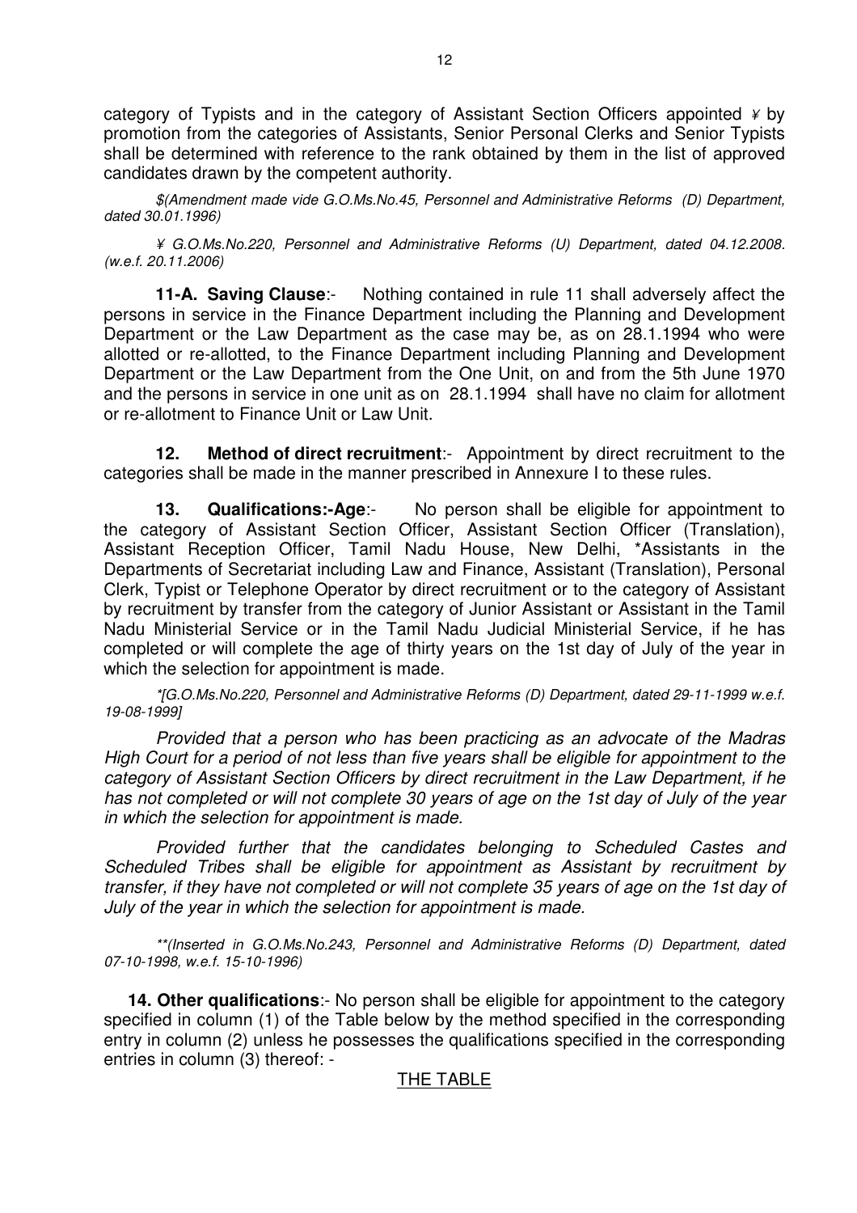category of Typists and in the category of Assistant Section Officers appointed ¥ by promotion from the categories of Assistants, Senior Personal Clerks and Senior Typists shall be determined with reference to the rank obtained by them in the list of approved candidates drawn by the competent authority.

*$(Amendment made vide G.O.Ms.No.45, Personnel and Administrative Reforms (D) Department, dated 30.01.1996)*

*¥ G.O.Ms.No.220, Personnel and Administrative Reforms (U) Department, dated 04.12.2008. (w.e.f. 20.11.2006)*

**11-A. Saving Clause**:- Nothing contained in rule 11 shall adversely affect the persons in service in the Finance Department including the Planning and Development Department or the Law Department as the case may be, as on 28.1.1994 who were allotted or re-allotted, to the Finance Department including Planning and Development Department or the Law Department from the One Unit, on and from the 5th June 1970 and the persons in service in one unit as on 28.1.1994 shall have no claim for allotment or re-allotment to Finance Unit or Law Unit.

**12. Method of direct recruitment**:- Appointment by direct recruitment to the categories shall be made in the manner prescribed in Annexure I to these rules.

**13. Qualifications:-Age**:- No person shall be eligible for appointment to the category of Assistant Section Officer, Assistant Section Officer (Translation), Assistant Reception Officer, Tamil Nadu House, New Delhi, *Assistants in the Departments of Secretariat including Law and Finance, Assistant (Translation), Personal Clerk, Typist or Telephone Operator by direct recruitment or to the category of Assistant by recruitment by transfer from the category of Junior Assistant or Assistant in the Tamil Nadu Ministerial Service or in the Tamil Nadu Judicial Ministerial Service, if he has completed or will complete the age of thirty years on the 1st day of July of the year in which the selection for appointment is made.

*\*[G.O.Ms.No.220, Personnel and Administrative Reforms (D) Department, dated 29-11-1999 w.e.f. 19-08-1999]*

*Provided that a person who has been practicing as an advocate of the Madras High Court for a period of not less than five years shall be eligible for appointment to the category of Assistant Section Officers by direct recruitment in the Law Department, if he has not completed or will not complete 30 years of age on the 1st day of July of the year in which the selection for appointment is made.*

*Provided further that the candidates belonging to Scheduled Castes and Scheduled Tribes shall be eligible for appointment as Assistant by recruitment by transfer, if they have not completed or will not complete 35 years of age on the 1st day of July of the year in which the selection for appointment is made.*

*\*\*(Inserted in G.O.Ms.No.243, Personnel and Administrative Reforms (D) Department, dated 07-10-1998, w.e.f. 15-10-1996)*

**14. Other qualifications**:- No person shall be eligible for appointment to the category specified in column (1) of the Table below by the method specified in the corresponding entry in column (2) unless he possesses the qualifications specified in the corresponding entries in column (3) thereof: -

THE TABLE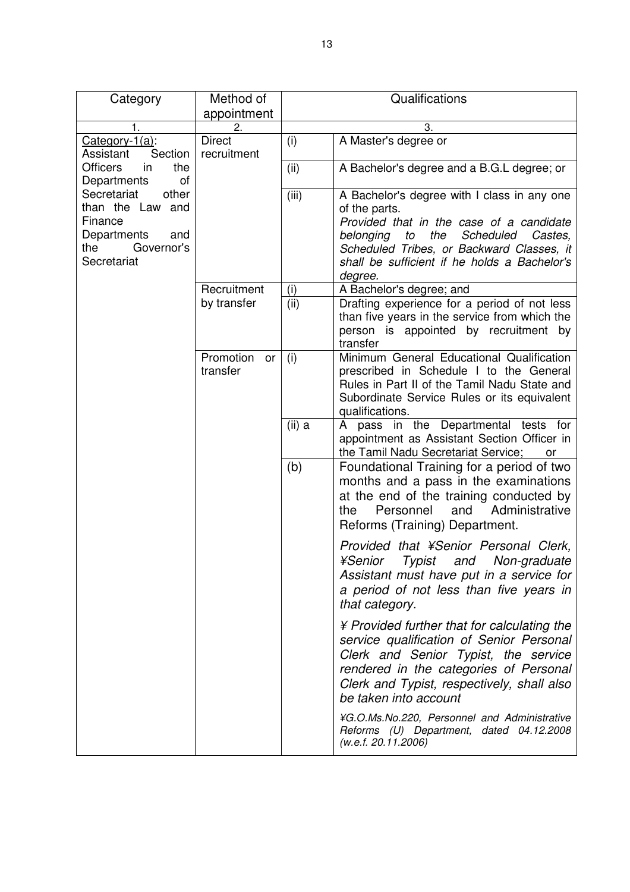| Category | Method of appointment | Qualifications | |
|---|---|---|---|
| 1. | 2. | 3. | |
| Category-1(a): Assistant Section Officers in the Departments of Secretariat other than the Law and Finance Departments and the Governor's Secretariat | Direct recruitment | (i) | A Master's degree or |
| | | (ii) | A Bachelor's degree and a B.G.L degree; or |
| | | (iii) | A Bachelor's degree with I class in any one of the parts. *Provided that in the case of a candidate belonging to the Scheduled Castes, Scheduled Tribes, or Backward Classes, it shall be sufficient if he holds a Bachelor's degree.* |
| | Recruitment by transfer | (i) | A Bachelor's degree; and |
| | | (ii) | Drafting experience for a period of not less than five years in the service from which the person is appointed by recruitment by transfer |
| | Promotion or transfer | (i) | Minimum General Educational Qualification prescribed in Schedule I to the General Rules in Part II of the Tamil Nadu State and Subordinate Service Rules or its equivalent qualifications. |
| | | (ii) a | A pass in the Departmental tests for appointment as Assistant Section Officer in the Tamil Nadu Secretariat Service; or |
| | | (b) | Foundational Training for a period of two months and a pass in the examinations at the end of the training conducted by the Personnel and Administrative Reforms (Training) Department. *Provided that ¥Senior Personal Clerk, ¥Senior Typist and Non-graduate Assistant must have put in a service for a period of not less than five years in that category.* *¥ Provided further that for calculating the service qualification of Senior Personal Clerk and Senior Typist, the service rendered in the categories of Personal Clerk and Typist, respectively, shall also be taken into account* *¥G.O.Ms.No.220, Personnel and Administrative Reforms (U) Department, dated 04.12.2008 (w.e.f. 20.11.2006)* |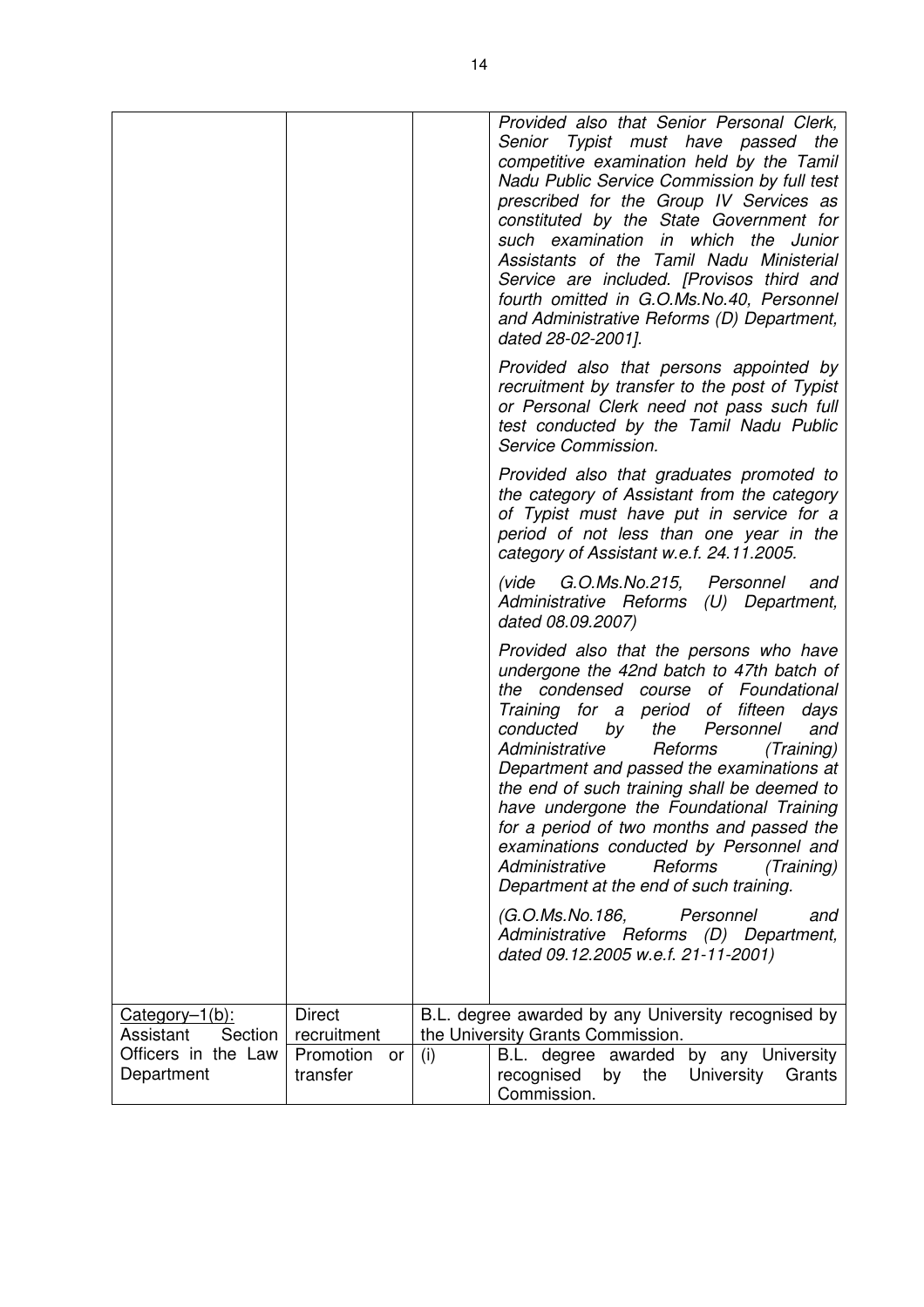| | | | |
|---|---|---|---|
| | | | *Provided also that Senior Personal Clerk, Senior Typist must have passed the competitive examination held by the Tamil Nadu Public Service Commission by full test prescribed for the Group IV Services as constituted by the State Government for such examination in which the Junior Assistants of the Tamil Nadu Ministerial Service are included. [Provisos third and fourth omitted in G.O.Ms.No.40, Personnel and Administrative Reforms (D) Department, dated 28-02-2001].*<br><br>*Provided also that persons appointed by recruitment by transfer to the post of Typist or Personal Clerk need not pass such full test conducted by the Tamil Nadu Public Service Commission.*<br><br>*Provided also that graduates promoted to the category of Assistant from the category of Typist must have put in service for a period of not less than one year in the category of Assistant w.e.f. 24.11.2005.*<br><br>*(vide G.O.Ms.No.215, Personnel and Administrative Reforms (U) Department, dated 08.09.2007)*<br><br>*Provided also that the persons who have undergone the 42nd batch to 47th batch of the condensed course of Foundational Training for a period of fifteen days conducted by the Personnel and Administrative Reforms (Training) Department and passed the examinations at the end of such training shall be deemed to have undergone the Foundational Training for a period of two months and passed the examinations conducted by Personnel and Administrative Reforms (Training) Department at the end of such training.*<br><br>*(G.O.Ms.No.186, Personnel and Administrative Reforms (D) Department, dated 09.12.2005 w.e.f. 21-11-2001)* |
| Category–1(b): Assistant Section Officers in the Law Department | Direct recruitment | B.L. degree awarded by any University recognised by the University Grants Commission. | |
| | Promotion or transfer | (i) | B.L. degree awarded by any University recognised by the University Grants Commission. |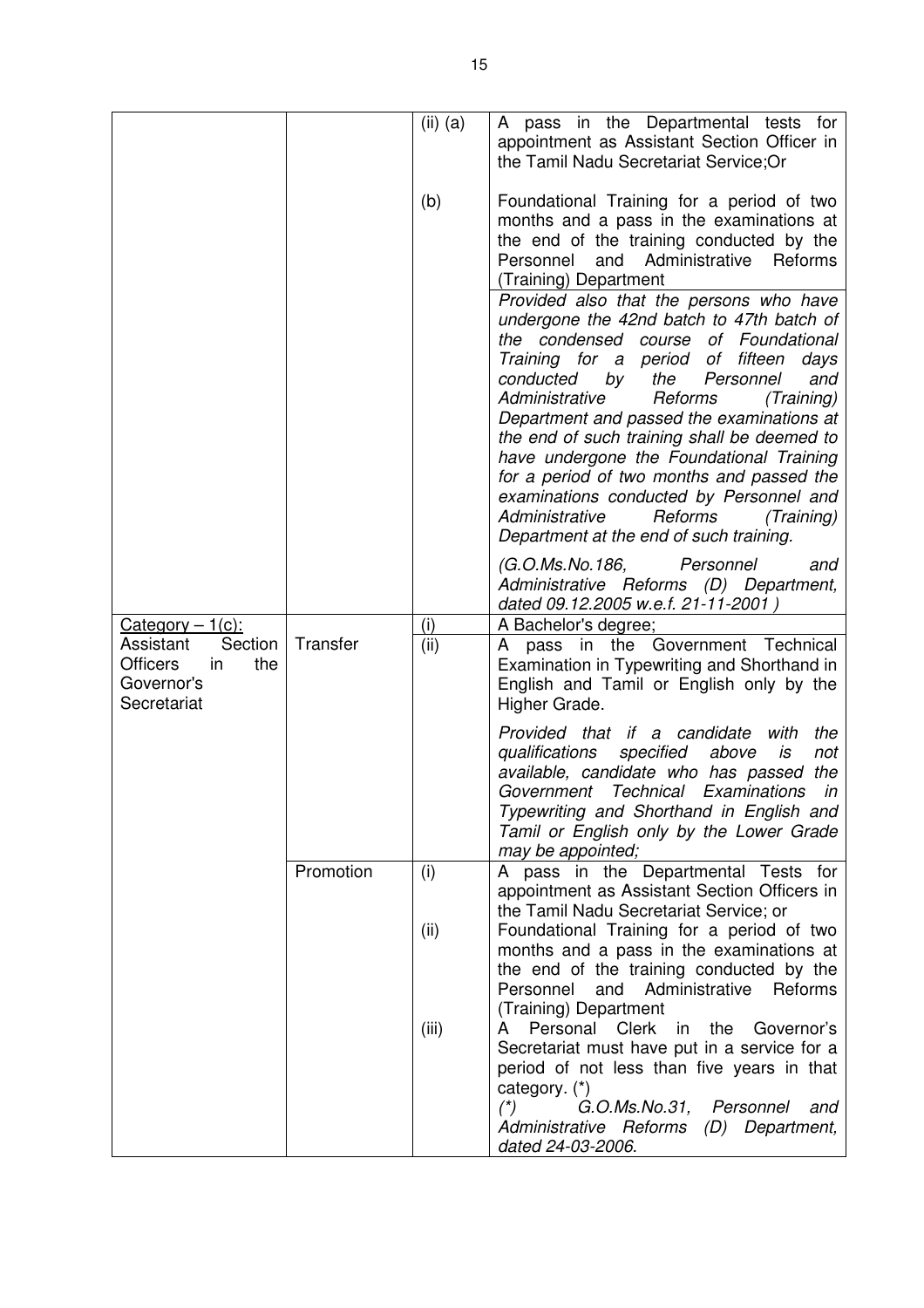| | | | |
|---|---|---|---|
| | | (ii) (a) | A pass in the Departmental tests for appointment as Assistant Section Officer in the Tamil Nadu Secretariat Service;Or |
| | | (b) | Foundational Training for a period of two months and a pass in the examinations at the end of the training conducted by the Personnel and Administrative Reforms (Training) Department |
| | | | *Provided also that the persons who have undergone the 42nd batch to 47th batch of the condensed course of Foundational Training for a period of fifteen days conducted by the Personnel and Administrative Reforms (Training) Department and passed the examinations at the end of such training shall be deemed to have undergone the Foundational Training for a period of two months and passed the examinations conducted by Personnel and Administrative Reforms (Training) Department at the end of such training.* <br><br> *(G.O.Ms.No.186, Personnel and Administrative Reforms (D) Department, dated 09.12.2005 w.e.f. 21-11-2001 )* |
| <u>Category – 1(c):</u> Assistant Section Officers in the Governor's Secretariat | Transfer | (i) | A Bachelor's degree; |
| | | (ii) | A pass in the Government Technical Examination in Typewriting and Shorthand in English and Tamil or English only by the Higher Grade. <br><br> *Provided that if a candidate with the qualifications specified above is not available, candidate who has passed the Government Technical Examinations in Typewriting and Shorthand in English and Tamil or English only by the Lower Grade may be appointed;* |
| | Promotion | (i) | A pass in the Departmental Tests for appointment as Assistant Section Officers in the Tamil Nadu Secretariat Service; or |
| | | (ii) | Foundational Training for a period of two months and a pass in the examinations at the end of the training conducted by the Personnel and Administrative Reforms (Training) Department |
| | | (iii) | A Personal Clerk in the Governor's Secretariat must have put in a service for a period of not less than five years in that category. (*) <br> *(*) G.O.Ms.No.31, Personnel and Administrative Reforms (D) Department, dated 24-03-2006.* |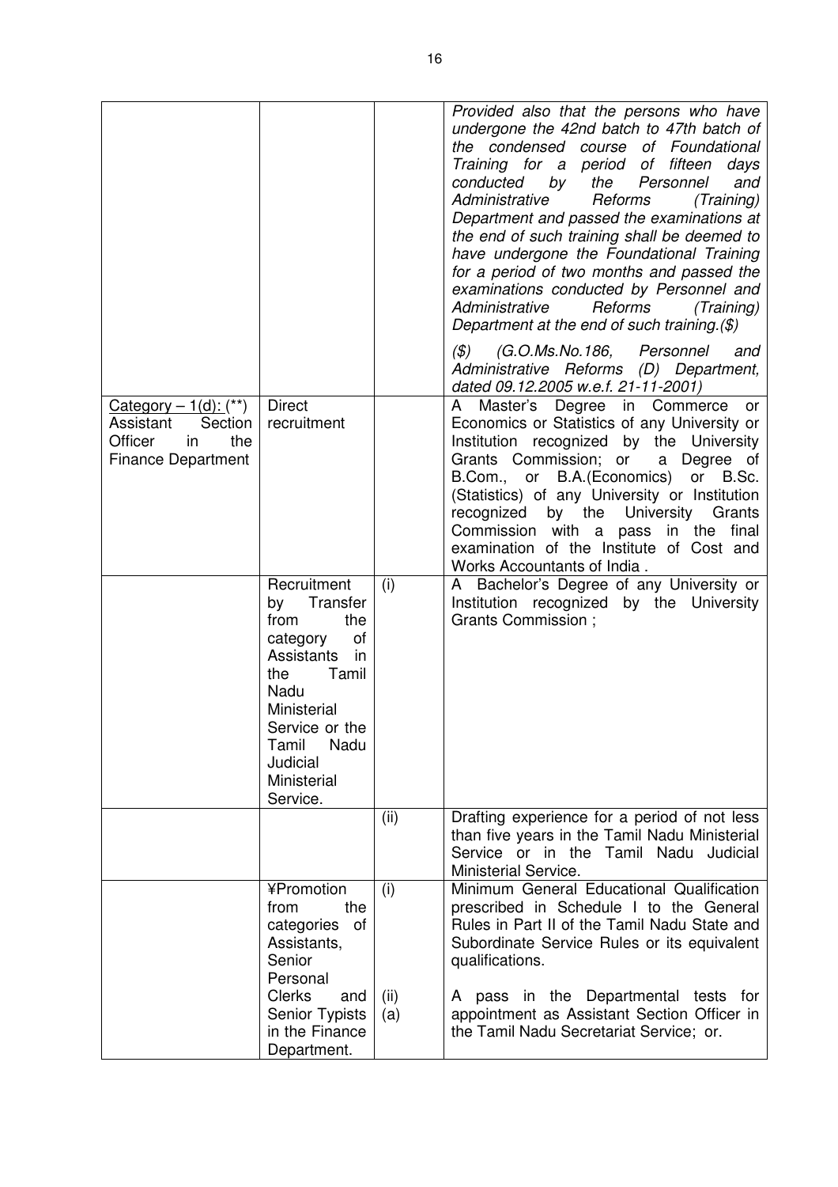| | | | |
|---|---|---|---|
| | | | *Provided also that the persons who have undergone the 42nd batch to 47th batch of the condensed course of Foundational Training for a period of fifteen days conducted by the Personnel and Administrative Reforms (Training) Department and passed the examinations at the end of such training shall be deemed to have undergone the Foundational Training for a period of two months and passed the examinations conducted by Personnel and Administrative Reforms (Training) Department at the end of such training.($)* <br><br> *($) (G.O.Ms.No.186, Personnel and Administrative Reforms (D) Department, dated 09.12.2005 w.e.f. 21-11-2001)* |
| <u>Category – 1(d): (**)</u> Assistant Section Officer in the Finance Department | Direct recruitment | | A Master's Degree in Commerce or Economics or Statistics of any University or Institution recognized by the University Grants Commission; or a Degree of B.Com., or B.A.(Economics) or B.Sc. (Statistics) of any University or Institution recognized by the University Grants Commission with a pass in the final examination of the Institute of Cost and Works Accountants of India . |
| | Recruitment by Transfer from the category of Assistants in the Tamil Nadu Ministerial Service or the Tamil Nadu Judicial Ministerial Service. | (i) | A Bachelor's Degree of any University or Institution recognized by the University Grants Commission ; |
| | | (ii) | Drafting experience for a period of not less than five years in the Tamil Nadu Ministerial Service or in the Tamil Nadu Judicial Ministerial Service. |
| | ¥Promotion from the categories of Assistants, Senior Personal Clerks and Senior Typists in the Finance Department. | (i) <br><br> (ii) (a) | Minimum General Educational Qualification prescribed in Schedule I to the General Rules in Part II of the Tamil Nadu State and Subordinate Service Rules or its equivalent qualifications. <br><br> A pass in the Departmental tests for appointment as Assistant Section Officer in the Tamil Nadu Secretariat Service; or. |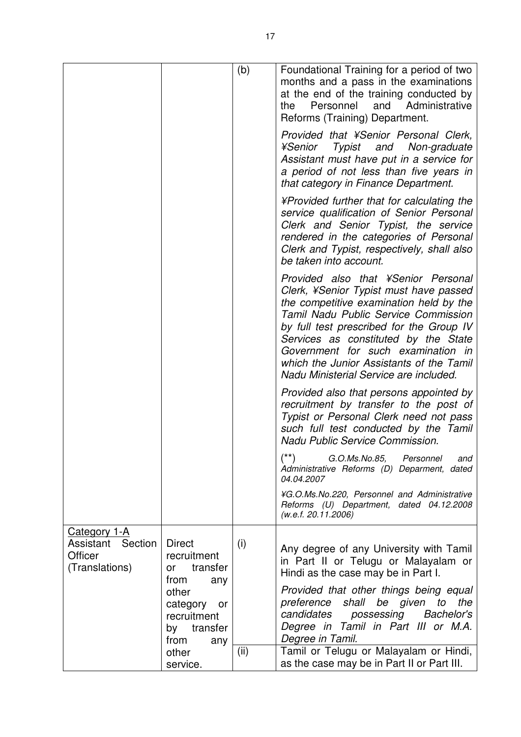| | | | |
|---|---|---|---|
| | | (b) | Foundational Training for a period of two months and a pass in the examinations at the end of the training conducted by the Personnel and Administrative Reforms (Training) Department.<br><br>*Provided that ¥Senior Personal Clerk, ¥Senior Typist and Non-graduate Assistant must have put in a service for a period of not less than five years in that category in Finance Department.*<br><br>*¥Provided further that for calculating the service qualification of Senior Personal Clerk and Senior Typist, the service rendered in the categories of Personal Clerk and Typist, respectively, shall also be taken into account.*<br><br>*Provided also that ¥Senior Personal Clerk, ¥Senior Typist must have passed the competitive examination held by the Tamil Nadu Public Service Commission by full test prescribed for the Group IV Services as constituted by the State Government for such examination in which the Junior Assistants of the Tamil Nadu Ministerial Service are included.*<br><br>*Provided also that persons appointed by recruitment by transfer to the post of Typist or Personal Clerk need not pass such full test conducted by the Tamil Nadu Public Service Commission.*<br><br>*(\*\*) G.O.Ms.No.85, Personnel and Administrative Reforms (D) Deparment, dated 04.04.2007*<br><br>*¥G.O.Ms.No.220, Personnel and Administrative Reforms (U) Department, dated 04.12.2008 (w.e.f. 20.11.2006)* |
| Category 1-A<br>Assistant Section Officer (Translations) | Direct recruitment or transfer from any other category or recruitment by transfer from any other service. | (i) | Any degree of any University with Tamil in Part II or Telugu or Malayalam or Hindi as the case may be in Part I.<br><br>*Provided that other things being equal preference shall be given to the candidates possessing Bachelor's Degree in Tamil in Part III or M.A. Degree in Tamil.* |
| | | (ii) | Tamil or Telugu or Malayalam or Hindi, as the case may be in Part II or Part III. |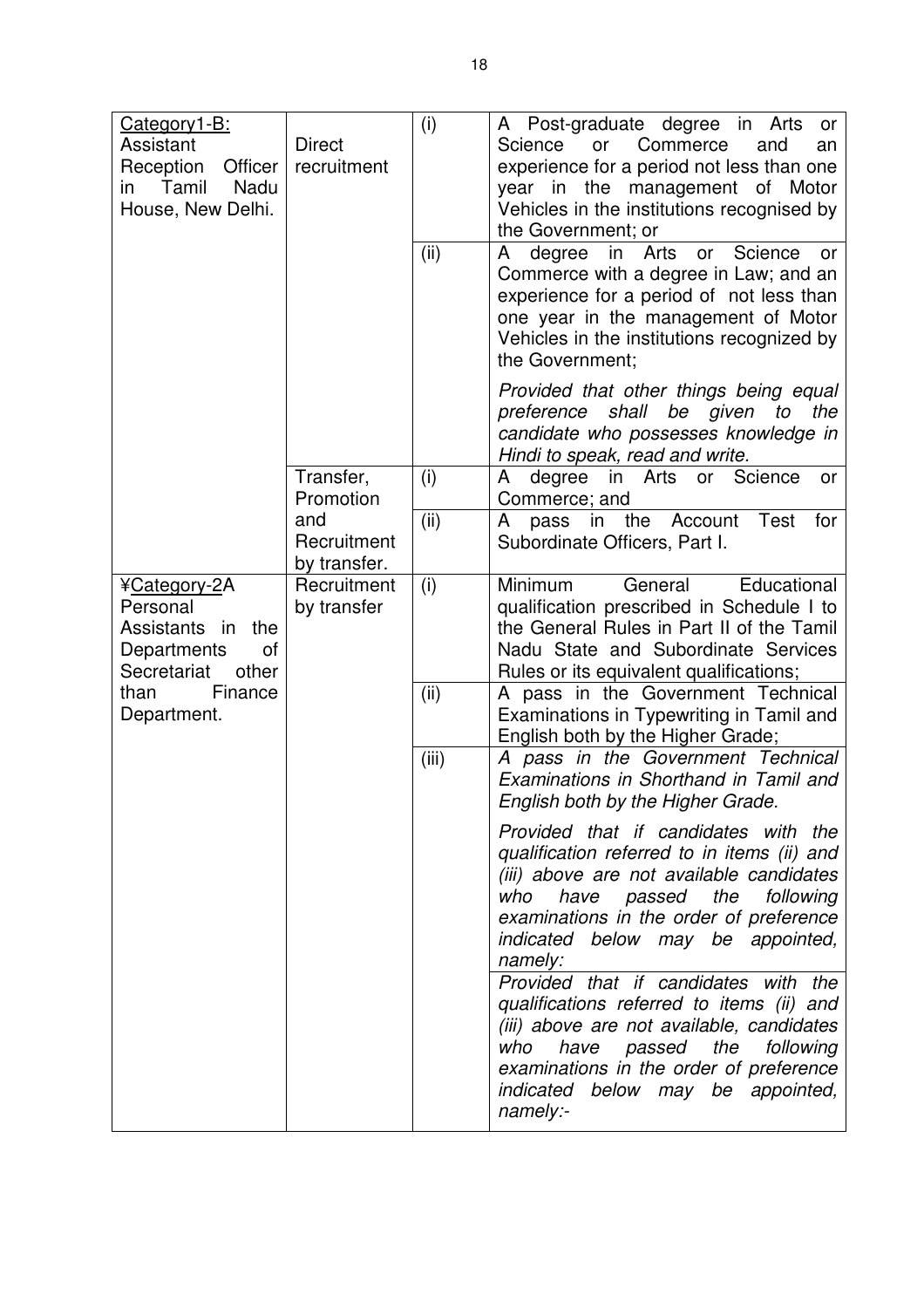| | | | |
|---|---|---|---|
| Category1-B:<br>Assistant Reception Officer in Tamil Nadu House, New Delhi. | Direct recruitment | (i) | A Post-graduate degree in Arts or Science or Commerce and an experience for a period not less than one year in the management of Motor Vehicles in the institutions recognised by the Government; or |
| | | (ii) | A degree in Arts or Science or Commerce with a degree in Law; and an experience for a period of not less than one year in the management of Motor Vehicles in the institutions recognized by the Government;<br><br>*Provided that other things being equal preference shall be given to the candidate who possesses knowledge in Hindi to speak, read and write.* |
| | Transfer, Promotion and Recruitment by transfer. | (i) | A degree in Arts or Science or Commerce; and |
| | | (ii) | A pass in the Account Test for Subordinate Officers, Part I. |
| ¥Category-2A<br>Personal Assistants in the Departments of Secretariat other than Finance Department. | Recruitment by transfer | (i) | Minimum General Educational qualification prescribed in Schedule I to the General Rules in Part II of the Tamil Nadu State and Subordinate Services Rules or its equivalent qualifications; |
| | | (ii) | A pass in the Government Technical Examinations in Typewriting in Tamil and English both by the Higher Grade; |
| | | (iii) | *A pass in the Government Technical Examinations in Shorthand in Tamil and English both by the Higher Grade.*<br><br>*Provided that if candidates with the qualification referred to in items (ii) and (iii) above are not available candidates who have passed the following examinations in the order of preference indicated below may be appointed, namely:*<br><br>*Provided that if candidates with the qualifications referred to items (ii) and (iii) above are not available, candidates who have passed the following examinations in the order of preference indicated below may be appointed, namely:-* |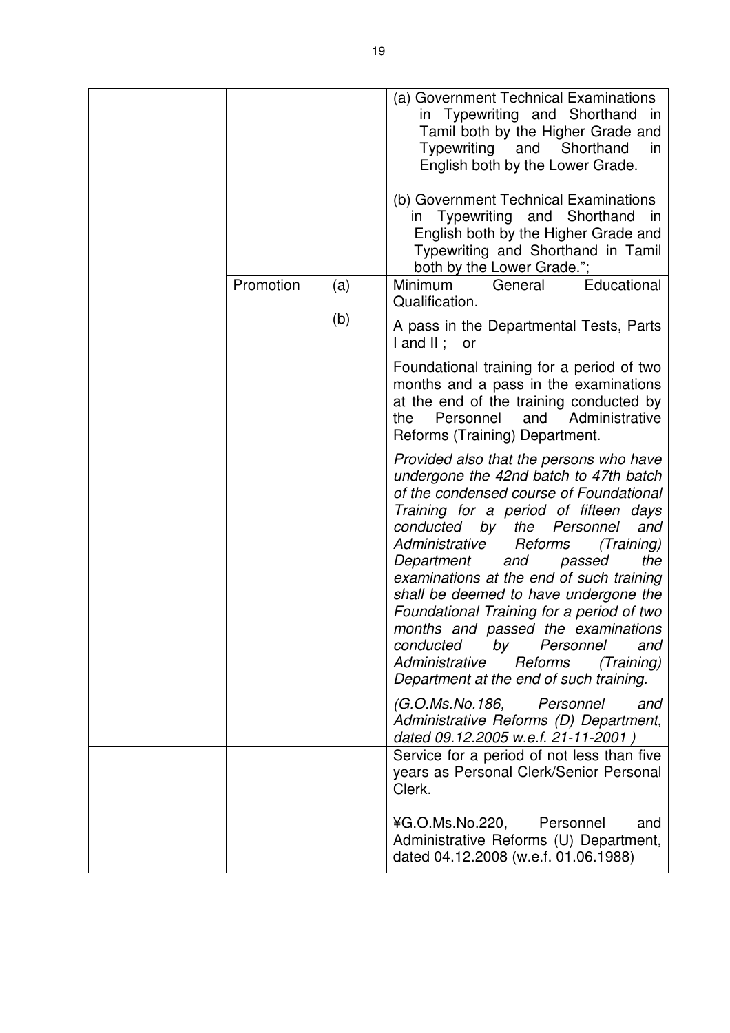| | | | |
|---|---|---|---|
| | | | (a) Government Technical Examinations in Typewriting and Shorthand in Tamil both by the Higher Grade and Typewriting and Shorthand in English both by the Lower Grade. |
| | | | (b) Government Technical Examinations in Typewriting and Shorthand in English both by the Higher Grade and Typewriting and Shorthand in Tamil both by the Lower Grade."; |
| | Promotion | (a) | Minimum General Educational Qualification. |
| | | (b) | A pass in the Departmental Tests, Parts I and II ; or<br><br>Foundational training for a period of two months and a pass in the examinations at the end of the training conducted by the Personnel and Administrative Reforms (Training) Department.<br><br>*Provided also that the persons who have undergone the 42nd batch to 47th batch of the condensed course of Foundational Training for a period of fifteen days conducted by the Personnel and Administrative Reforms (Training) Department and passed the examinations at the end of such training shall be deemed to have undergone the Foundational Training for a period of two months and passed the examinations conducted by Personnel and Administrative Reforms (Training) Department at the end of such training.*<br><br>*(G.O.Ms.No.186, Personnel and Administrative Reforms (D) Department, dated 09.12.2005 w.e.f. 21-11-2001 )* |
| | | | Service for a period of not less than five years as Personal Clerk/Senior Personal Clerk.<br><br>¥G.O.Ms.No.220, Personnel and Administrative Reforms (U) Department, dated 04.12.2008 (w.e.f. 01.06.1988) |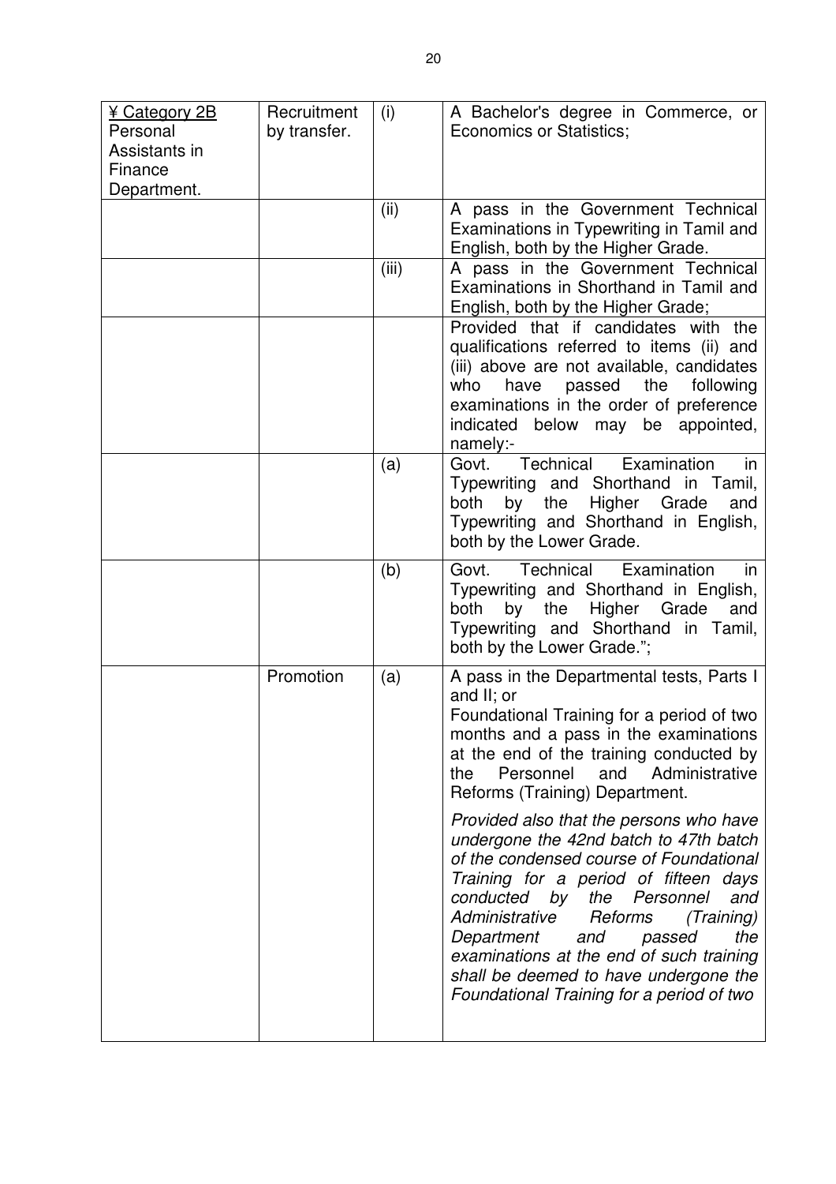| | | | |
|---|---|---|---|
| ¥ <u>Category 2B</u> Personal Assistants in Finance Department. | Recruitment by transfer. | (i) | A Bachelor's degree in Commerce, or Economics or Statistics; |
| | | (ii) | A pass in the Government Technical Examinations in Typewriting in Tamil and English, both by the Higher Grade. |
| | | (iii) | A pass in the Government Technical Examinations in Shorthand in Tamil and English, both by the Higher Grade; |
| | | | Provided that if candidates with the qualifications referred to items (ii) and (iii) above are not available, candidates who have passed the following examinations in the order of preference indicated below may be appointed, namely:- |
| | | (a) | Govt. Technical Examination in Typewriting and Shorthand in Tamil, both by the Higher Grade and Typewriting and Shorthand in English, both by the Lower Grade. |
| | | (b) | Govt. Technical Examination in Typewriting and Shorthand in English, both by the Higher Grade and Typewriting and Shorthand in Tamil, both by the Lower Grade."; |
| | Promotion | (a) | A pass in the Departmental tests, Parts I and II; or<br>Foundational Training for a period of two months and a pass in the examinations at the end of the training conducted by the Personnel and Administrative Reforms (Training) Department.<br><br>*Provided also that the persons who have undergone the 42nd batch to 47th batch of the condensed course of Foundational Training for a period of fifteen days conducted by the Personnel and Administrative Reforms (Training) Department and passed the examinations at the end of such training shall be deemed to have undergone the Foundational Training for a period of two* |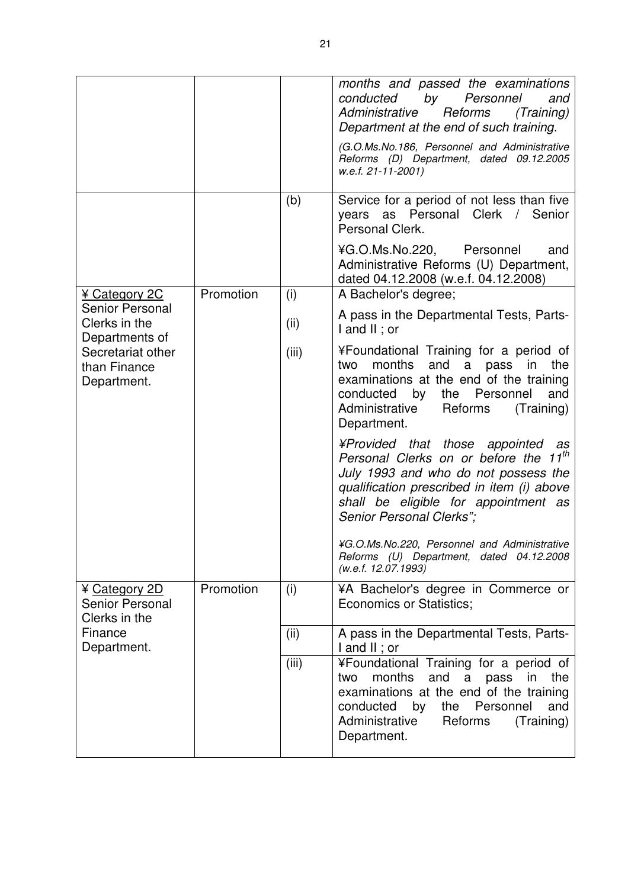| | | | |
|---|---|---|---|
| | | | *months and passed the examinations conducted by Personnel and Administrative Reforms (Training) Department at the end of such training.*<br><br>*(G.O.Ms.No.186, Personnel and Administrative Reforms (D) Department, dated 09.12.2005 w.e.f. 21-11-2001)* |
| | | (b) | Service for a period of not less than five years as Personal Clerk / Senior Personal Clerk.<br><br>¥G.O.Ms.No.220, Personnel and Administrative Reforms (U) Department, dated 04.12.2008 (w.e.f. 04.12.2008) |
| ¥ Category 2C<br>Senior Personal Clerks in the Departments of Secretariat other than Finance Department. | Promotion | (i) | A Bachelor's degree; |
| | | (ii) | A pass in the Departmental Tests, Parts-I and II ; or |
| | | (iii) | ¥Foundational Training for a period of two months and a pass in the examinations at the end of the training conducted by the Personnel and Administrative Reforms (Training) Department.<br><br>*¥Provided that those appointed as Personal Clerks on or before the 11th July 1993 and who do not possess the qualification prescribed in item (i) above shall be eligible for appointment as Senior Personal Clerks";*<br><br>*¥G.O.Ms.No.220, Personnel and Administrative Reforms (U) Department, dated 04.12.2008 (w.e.f. 12.07.1993)* |
| ¥ Category 2D<br>Senior Personal Clerks in the Finance Department. | Promotion | (i) | ¥A Bachelor's degree in Commerce or Economics or Statistics; |
| | | (ii) | A pass in the Departmental Tests, Parts-I and II ; or |
| | | (iii) | ¥Foundational Training for a period of two months and a pass in the examinations at the end of the training conducted by the Personnel and Administrative Reforms (Training) Department. |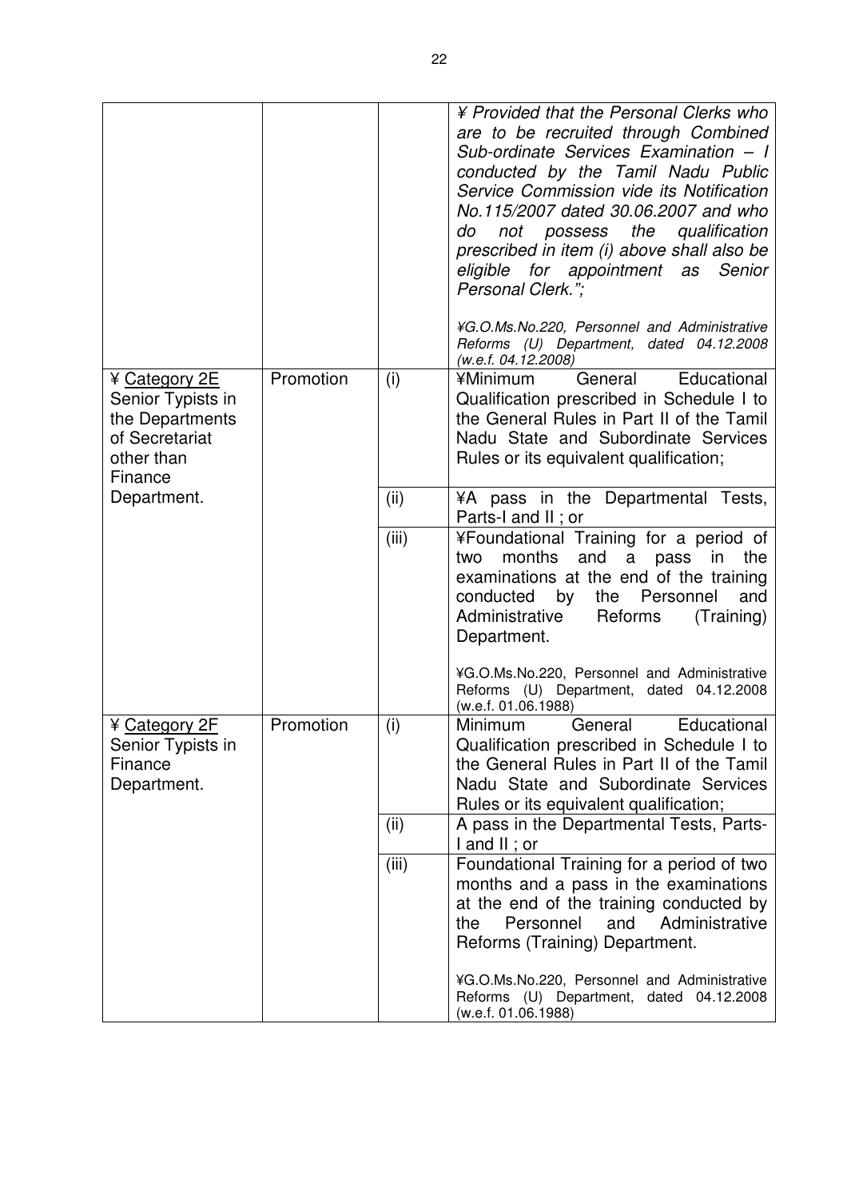| | | | |
|---|---|---|---|
| | | | *¥ Provided that the Personal Clerks who are to be recruited through Combined Sub-ordinate Services Examination – I conducted by the Tamil Nadu Public Service Commission vide its Notification No.115/2007 dated 30.06.2007 and who do not possess the qualification prescribed in item (i) above shall also be eligible for appointment as Senior Personal Clerk.";*<br><br>*¥G.O.Ms.No.220, Personnel and Administrative Reforms (U) Department, dated 04.12.2008 (w.e.f. 04.12.2008)* |
| ¥ <u>Category 2E</u> Senior Typists in the Departments of Secretariat other than Finance Department. | Promotion | (i) | ¥Minimum General Educational Qualification prescribed in Schedule I to the General Rules in Part II of the Tamil Nadu State and Subordinate Services Rules or its equivalent qualification; |
| | | (ii) | ¥A pass in the Departmental Tests, Parts-I and II ; or |
| | | (iii) | ¥Foundational Training for a period of two months and a pass in the examinations at the end of the training conducted by the Personnel and Administrative Reforms (Training) Department.<br><br>¥G.O.Ms.No.220, Personnel and Administrative Reforms (U) Department, dated 04.12.2008 (w.e.f. 01.06.1988) |
| ¥ <u>Category 2F</u> Senior Typists in Finance Department. | Promotion | (i) | Minimum General Educational Qualification prescribed in Schedule I to the General Rules in Part II of the Tamil Nadu State and Subordinate Services Rules or its equivalent qualification; |
| | | (ii) | A pass in the Departmental Tests, Parts-I and II ; or |
| | | (iii) | Foundational Training for a period of two months and a pass in the examinations at the end of the training conducted by the Personnel and Administrative Reforms (Training) Department.<br><br>¥G.O.Ms.No.220, Personnel and Administrative Reforms (U) Department, dated 04.12.2008 (w.e.f. 01.06.1988) |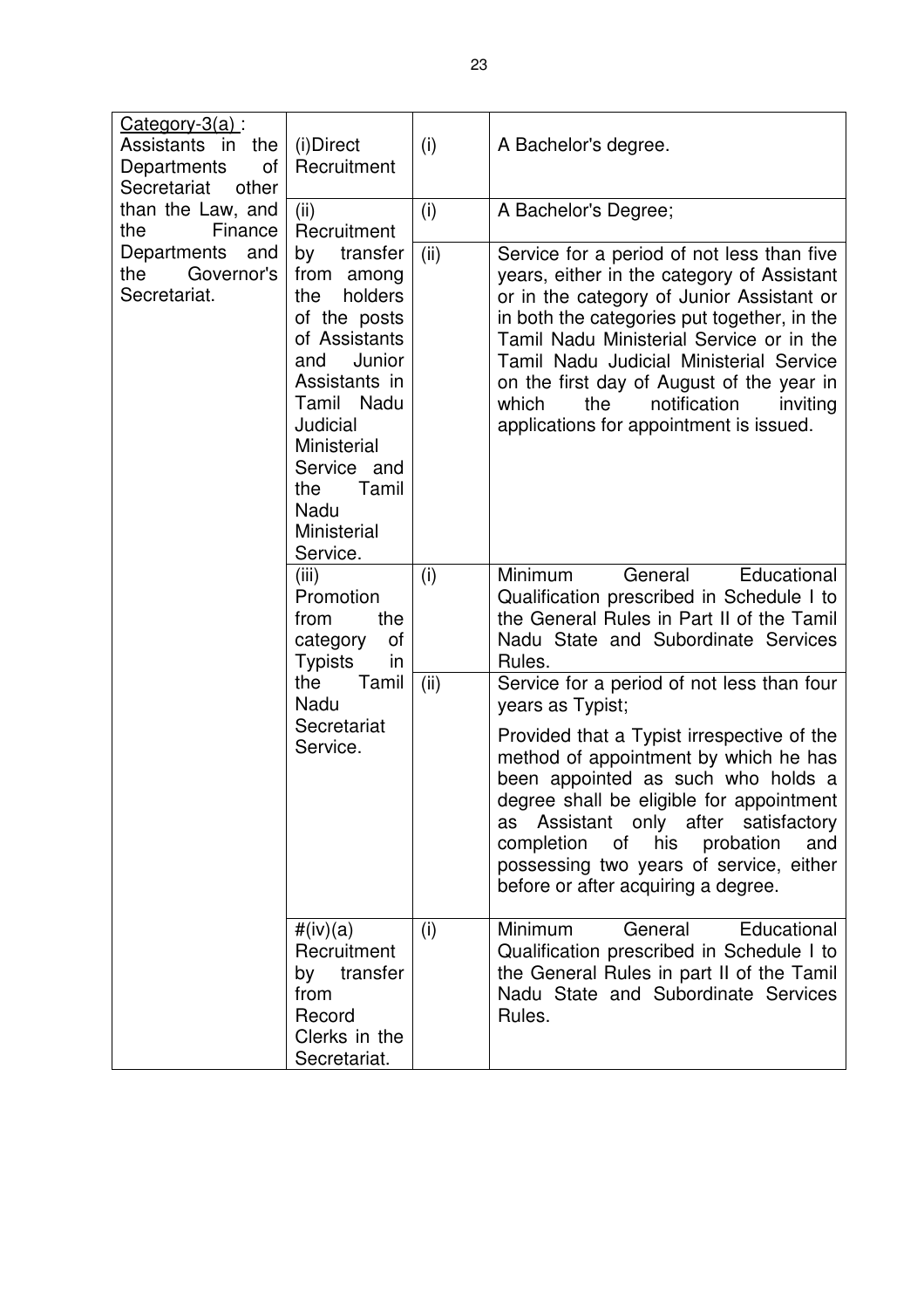| | | | |
|---|---|---|---|
| Category-3(a) : Assistants in the Departments of Secretariat other than the Law, and the Finance Departments and the Governor's Secretariat. | (i)Direct Recruitment | (i) | A Bachelor's degree. |
| | (ii) Recruitment by transfer from among the holders of the posts of Assistants and Junior Assistants in Tamil Nadu Judicial Ministerial Service and the Tamil Nadu Ministerial Service. | (i) | A Bachelor's Degree; |
| | | (ii) | Service for a period of not less than five years, either in the category of Assistant or in the category of Junior Assistant or in both the categories put together, in the Tamil Nadu Ministerial Service or in the Tamil Nadu Judicial Ministerial Service on the first day of August of the year in which the notification inviting applications for appointment is issued. |
| | (iii) Promotion from the category of Typists in the Tamil Nadu Secretariat Service. | (i) | Minimum General Educational Qualification prescribed in Schedule I to the General Rules in Part II of the Tamil Nadu State and Subordinate Services Rules. |
| | | (ii) | Service for a period of not less than four years as Typist;<br><br>Provided that a Typist irrespective of the method of appointment by which he has been appointed as such who holds a degree shall be eligible for appointment as Assistant only after satisfactory completion of his probation and possessing two years of service, either before or after acquiring a degree. |
| | #(iv)(a) Recruitment by transfer from Record Clerks in the Secretariat. | (i) | Minimum General Educational Qualification prescribed in Schedule I to the General Rules in part II of the Tamil Nadu State and Subordinate Services Rules. |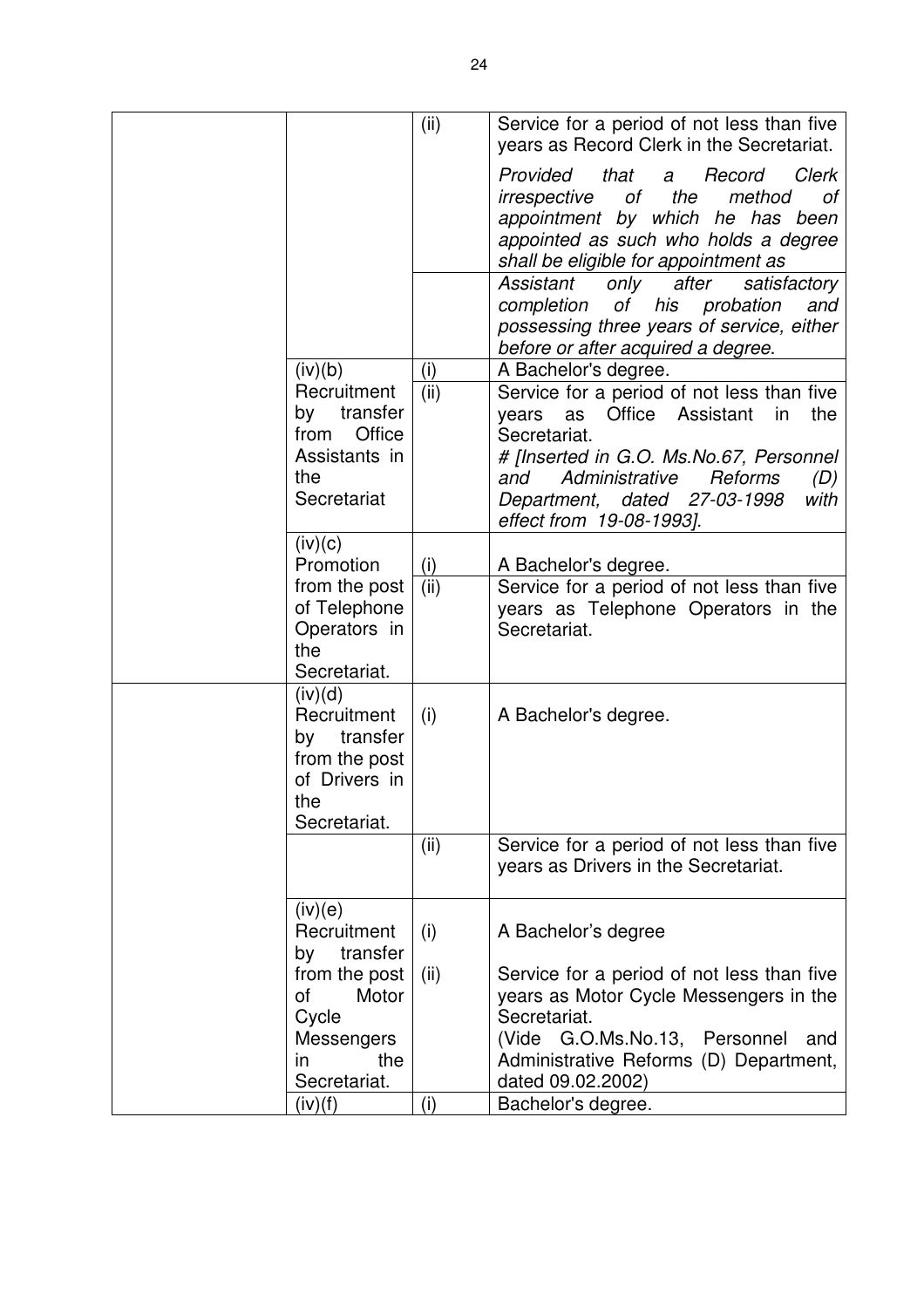| | | | |
|---|---|---|---|
| | | (ii) | Service for a period of not less than five years as Record Clerk in the Secretariat.<br><br>*Provided that a Record Clerk irrespective of the method of appointment by which he has been appointed as such who holds a degree shall be eligible for appointment as* |
| | | | *Assistant only after satisfactory completion of his probation and possessing three years of service, either before or after acquired a degree*. |
| | (iv)(b) Recruitment by transfer from Office Assistants in the Secretariat | (i) | A Bachelor's degree. |
| | | (ii) | Service for a period of not less than five years as Office Assistant in the Secretariat.<br>*# [Inserted in G.O. Ms.No.67, Personnel and Administrative Reforms (D) Department, dated 27-03-1998 with effect from 19-08-1993].* |
| | (iv)(c) Promotion from the post of Telephone Operators in the Secretariat. | (i) | A Bachelor's degree. |
| | | (ii) | Service for a period of not less than five years as Telephone Operators in the Secretariat. |
| | (iv)(d) Recruitment by transfer from the post of Drivers in the Secretariat. | (i) | A Bachelor's degree. |
| | | (ii) | Service for a period of not less than five years as Drivers in the Secretariat. |
| | (iv)(e) Recruitment by transfer from the post of Motor Cycle Messengers in the Secretariat. | (i) | A Bachelor's degree |
| | | (ii) | Service for a period of not less than five years as Motor Cycle Messengers in the Secretariat.<br>(Vide G.O.Ms.No.13, Personnel and Administrative Reforms (D) Department, dated 09.02.2002) |
| | (iv)(f) | (i) | Bachelor's degree. |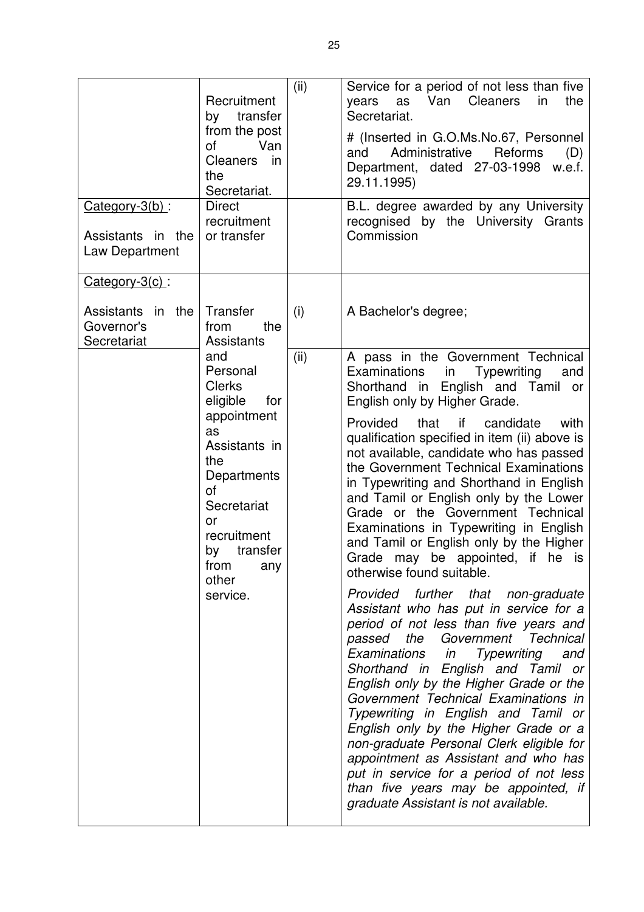| | | | |
|---|---|---|---|
| | Recruitment by transfer from the post of Van Cleaners in the Secretariat. | (ii) | Service for a period of not less than five years as Van Cleaners in the Secretariat.<br><br># (Inserted in G.O.Ms.No.67, Personnel and Administrative Reforms (D) Department, dated 27-03-1998 w.e.f. 29.11.1995) |
| Category-3(b) :<br><br>Assistants in the Law Department | Direct recruitment or transfer | | B.L. degree awarded by any University recognised by the University Grants Commission |
| Category-3(c) :<br><br>Assistants in the Governor's Secretariat | Transfer from the Assistants and Personal Clerks eligible for appointment as Assistants in the Departments of Secretariat or recruitment by transfer from any other service. | (i) | A Bachelor's degree; |
| | | (ii) | A pass in the Government Technical Examinations in Typewriting and Shorthand in English and Tamil or English only by Higher Grade.<br><br>Provided that if candidate with qualification specified in item (ii) above is not available, candidate who has passed the Government Technical Examinations in Typewriting and Shorthand in English and Tamil or English only by the Lower Grade or the Government Technical Examinations in Typewriting in English and Tamil or English only by the Higher Grade may be appointed, if he is otherwise found suitable.<br><br>*Provided further that non-graduate Assistant who has put in service for a period of not less than five years and passed the Government Technical Examinations in Typewriting and Shorthand in English and Tamil or English only by the Higher Grade or the Government Technical Examinations in Typewriting in English and Tamil or English only by the Higher Grade or a non-graduate Personal Clerk eligible for appointment as Assistant and who has put in service for a period of not less than five years may be appointed, if graduate Assistant is not available.* |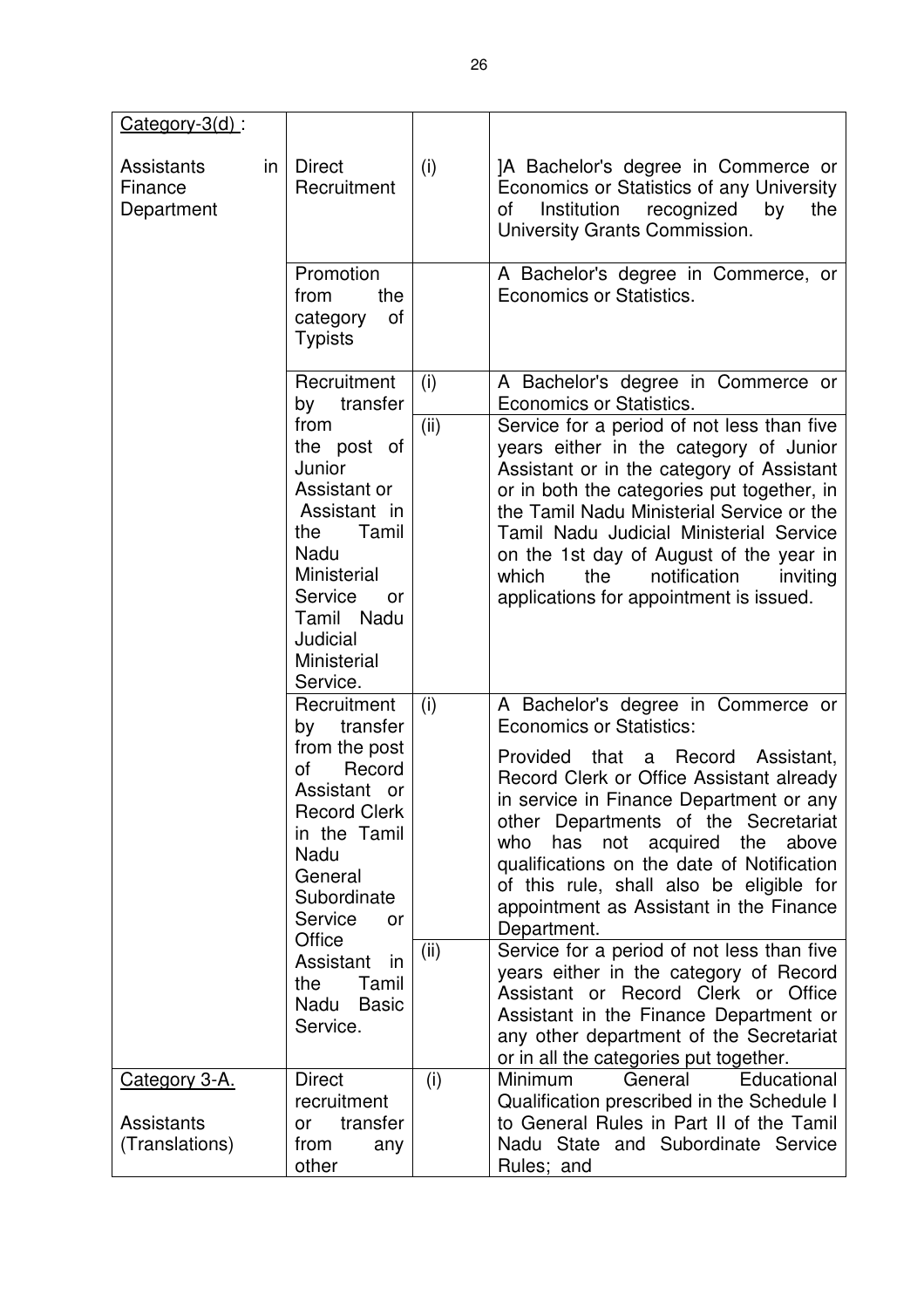| | | | |
|---|---|---|---|
| Category-3(d) :<br><br>Assistants in Finance Department | Direct Recruitment | (i) | ]A Bachelor's degree in Commerce or Economics or Statistics of any University of Institution recognized by the University Grants Commission. |
| | Promotion from the category of Typists | | A Bachelor's degree in Commerce, or Economics or Statistics. |
| | Recruitment by transfer from the post of Junior Assistant or Assistant in the Tamil Nadu Ministerial Service or Tamil Nadu Judicial Ministerial Service. | (i) | A Bachelor's degree in Commerce or Economics or Statistics. |
| | | (ii) | Service for a period of not less than five years either in the category of Junior Assistant or in the category of Assistant or in both the categories put together, in the Tamil Nadu Ministerial Service or the Tamil Nadu Judicial Ministerial Service on the 1st day of August of the year in which the notification inviting applications for appointment is issued. |
| | Recruitment by transfer from the post of Record Assistant or Record Clerk in the Tamil Nadu General Subordinate Service or Office Assistant in the Tamil Nadu Basic Service. | (i) | A Bachelor's degree in Commerce or Economics or Statistics:<br><br>Provided that a Record Assistant, Record Clerk or Office Assistant already in service in Finance Department or any other Departments of the Secretariat who has not acquired the above qualifications on the date of Notification of this rule, shall also be eligible for appointment as Assistant in the Finance Department. |
| | | (ii) | Service for a period of not less than five years either in the category of Record Assistant or Record Clerk or Office Assistant in the Finance Department or any other department of the Secretariat or in all the categories put together. |
| Category 3-A.<br><br>Assistants (Translations) | Direct recruitment or transfer from any other | (i) | Minimum General Educational Qualification prescribed in the Schedule I to General Rules in Part II of the Tamil Nadu State and Subordinate Service Rules; and |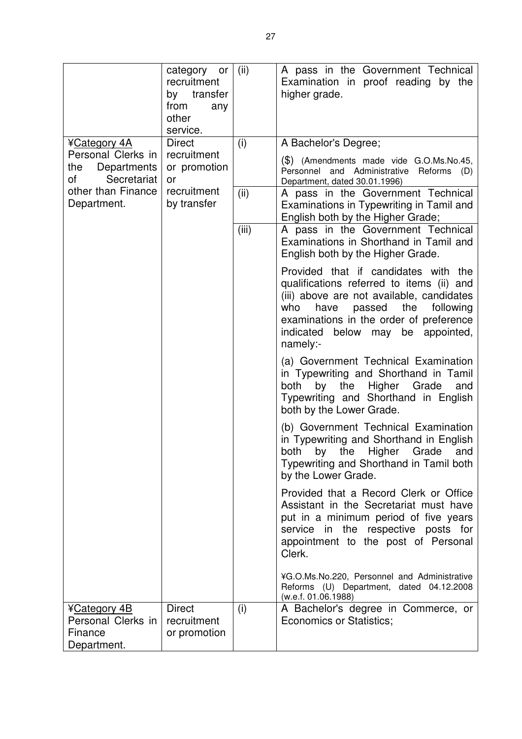| | | | |
|---|---|---|---|
| | category or recruitment by transfer from any other service. | (ii) | A pass in the Government Technical Examination in proof reading by the higher grade. |
| ¥Category 4A Personal Clerks in the Departments of Secretariat other than Finance Department. | Direct recruitment or promotion or recruitment by transfer | (i) | A Bachelor's Degree; ($) (Amendments made vide G.O.Ms.No.45, Personnel and Administrative Reforms (D) Department, dated 30.01.1996) |
| | | (ii) | A pass in the Government Technical Examinations in Typewriting in Tamil and English both by the Higher Grade; |
| | | (iii) | A pass in the Government Technical Examinations in Shorthand in Tamil and English both by the Higher Grade. Provided that if candidates with the qualifications referred to items (ii) and (iii) above are not available, candidates who have passed the following examinations in the order of preference indicated below may be appointed, namely:- (a) Government Technical Examination in Typewriting and Shorthand in Tamil both by the Higher Grade and Typewriting and Shorthand in English both by the Lower Grade. (b) Government Technical Examination in Typewriting and Shorthand in English both by the Higher Grade and Typewriting and Shorthand in Tamil both by the Lower Grade. Provided that a Record Clerk or Office Assistant in the Secretariat must have put in a minimum period of five years service in the respective posts for appointment to the post of Personal Clerk. ¥G.O.Ms.No.220, Personnel and Administrative Reforms (U) Department, dated 04.12.2008 (w.e.f. 01.06.1988) |
| ¥Category 4B Personal Clerks in Finance Department. | Direct recruitment or promotion | (i) | A Bachelor's degree in Commerce, or Economics or Statistics; |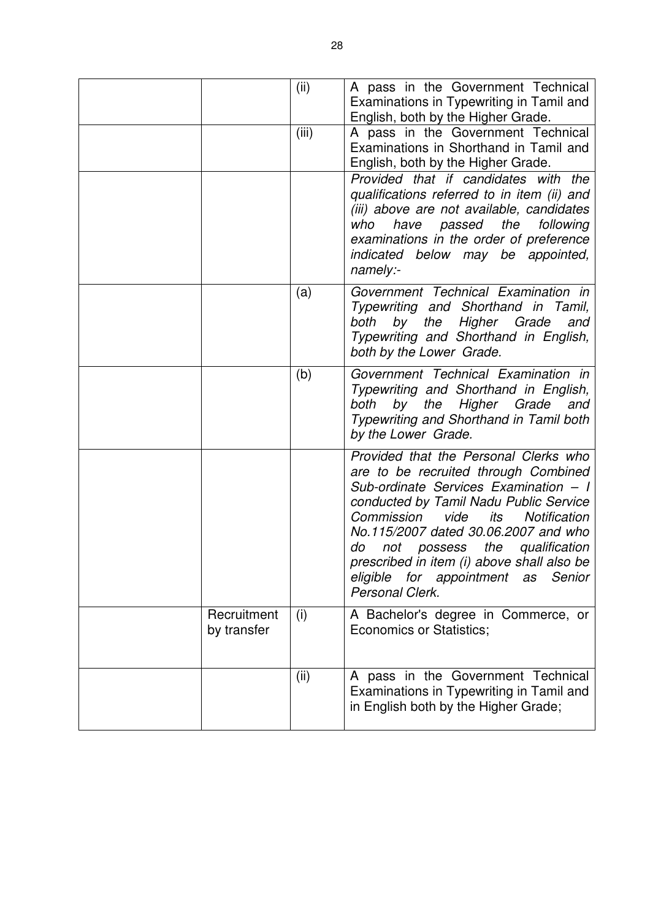| | | | |
|---|---|---|---|
| | | (ii) | A pass in the Government Technical Examinations in Typewriting in Tamil and English, both by the Higher Grade. |
| | | (iii) | A pass in the Government Technical Examinations in Shorthand in Tamil and English, both by the Higher Grade. |
| | | | *Provided that if candidates with the qualifications referred to in item (ii) and (iii) above are not available, candidates who have passed the following examinations in the order of preference indicated below may be appointed, namely:-* |
| | | (a) | *Government Technical Examination in Typewriting and Shorthand in Tamil, both by the Higher Grade and Typewriting and Shorthand in English, both by the Lower Grade.* |
| | | (b) | *Government Technical Examination in Typewriting and Shorthand in English, both by the Higher Grade and Typewriting and Shorthand in Tamil both by the Lower Grade.* |
| | | | *Provided that the Personal Clerks who are to be recruited through Combined Sub-ordinate Services Examination – I conducted by Tamil Nadu Public Service Commission vide its Notification No.115/2007 dated 30.06.2007 and who do not possess the qualification prescribed in item (i) above shall also be eligible for appointment as Senior Personal Clerk.* |
| | Recruitment by transfer | (i) | A Bachelor's degree in Commerce, or Economics or Statistics; |
| | | (ii) | A pass in the Government Technical Examinations in Typewriting in Tamil and in English both by the Higher Grade; |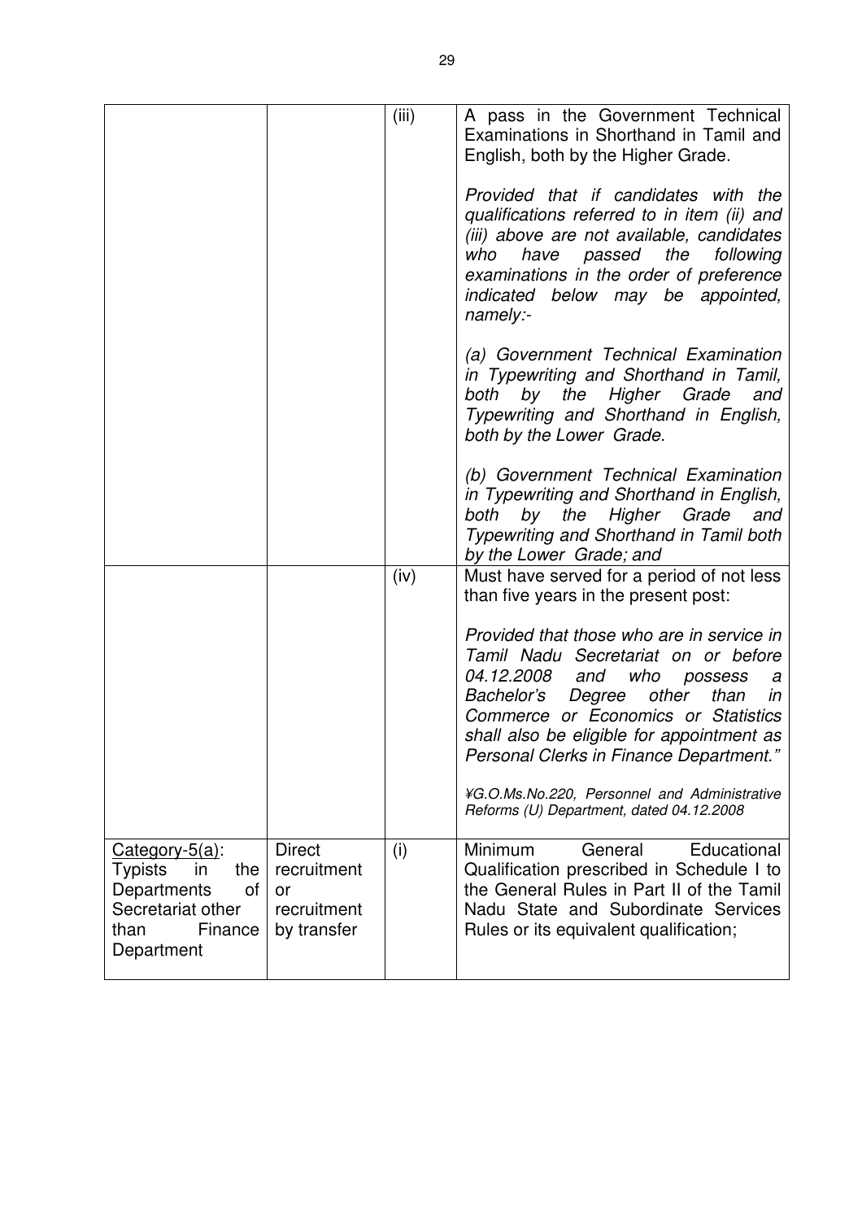| | | | |
|---|---|---|---|
| | | (iii) | A pass in the Government Technical Examinations in Shorthand in Tamil and English, both by the Higher Grade.<br><br>*Provided that if candidates with the qualifications referred to in item (ii) and (iii) above are not available, candidates who have passed the following examinations in the order of preference indicated below may be appointed, namely:-*<br><br>*(a) Government Technical Examination in Typewriting and Shorthand in Tamil, both by the Higher Grade and Typewriting and Shorthand in English, both by the Lower Grade.*<br><br>*(b) Government Technical Examination in Typewriting and Shorthand in English, both by the Higher Grade and Typewriting and Shorthand in Tamil both by the Lower Grade; and* |
| | | (iv) | Must have served for a period of not less than five years in the present post:<br><br>*Provided that those who are in service in Tamil Nadu Secretariat on or before 04.12.2008 and who possess a Bachelor's Degree other than in Commerce or Economics or Statistics shall also be eligible for appointment as Personal Clerks in Finance Department."*<br><br>*¥G.O.Ms.No.220, Personnel and Administrative Reforms (U) Department, dated 04.12.2008* |
| Category-5(a): Typists in the Departments of Secretariat other than Finance Department | Direct recruitment or recruitment by transfer | (i) | Minimum General Educational Qualification prescribed in Schedule I to the General Rules in Part II of the Tamil Nadu State and Subordinate Services Rules or its equivalent qualification; |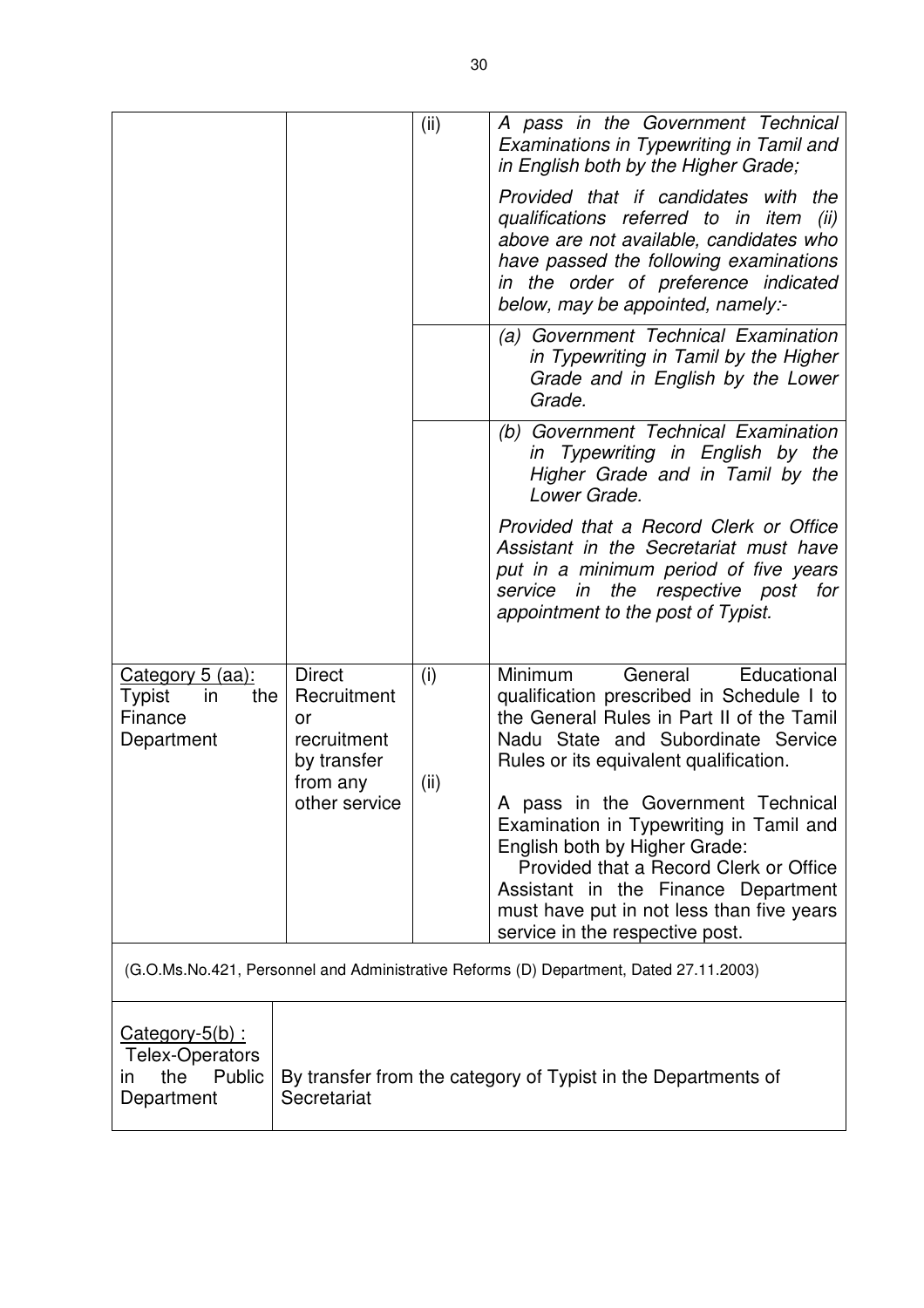| | | | |
|---|---|---|---|
| | | (ii) | *A pass in the Government Technical Examinations in Typewriting in Tamil and in English both by the Higher Grade;*<br><br>*Provided that if candidates with the qualifications referred to in item (ii) above are not available, candidates who have passed the following examinations in the order of preference indicated below, may be appointed, namely:-* |
| | | | *(a) Government Technical Examination in Typewriting in Tamil by the Higher Grade and in English by the Lower Grade.* |
| | | | *(b) Government Technical Examination in Typewriting in English by the Higher Grade and in Tamil by the Lower Grade.*<br><br>*Provided that a Record Clerk or Office Assistant in the Secretariat must have put in a minimum period of five years service in the respective post for appointment to the post of Typist.* |
| <u>Category 5 (aa):</u> Typist in the Finance Department | Direct Recruitment or recruitment by transfer from any other service | (i)<br><br>(ii) | Minimum General Educational qualification prescribed in Schedule I to the General Rules in Part II of the Tamil Nadu State and Subordinate Service Rules or its equivalent qualification.<br><br>A pass in the Government Technical Examination in Typewriting in Tamil and English both by Higher Grade:<br>Provided that a Record Clerk or Office Assistant in the Finance Department must have put in not less than five years service in the respective post. |

(G.O.Ms.No.421, Personnel and Administrative Reforms (D) Department, Dated 27.11.2003)

| | |
|---|---|
| <u>Category-5(b) :</u> Telex-Operators in the Public Department | By transfer from the category of Typist in the Departments of Secretariat |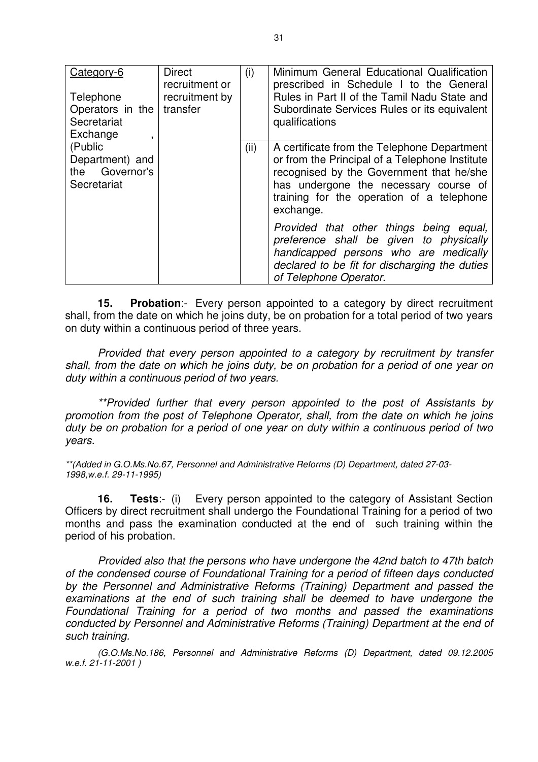| Category-6<br><br>Telephone Operators in the Secretariat Exchange , (Public Department) and the Governor's Secretariat | Direct recruitment or recruitment by transfer | (i) | Minimum General Educational Qualification prescribed in Schedule I to the General Rules in Part II of the Tamil Nadu State and Subordinate Services Rules or its equivalent qualifications |
|---|---|---|---|
| | | (ii) | A certificate from the Telephone Department or from the Principal of a Telephone Institute recognised by the Government that he/she has undergone the necessary course of training for the operation of a telephone exchange.<br><br>*Provided that other things being equal, preference shall be given to physically handicapped persons who are medically declared to be fit for discharging the duties of Telephone Operator.* |

**15. Probation**:- Every person appointed to a category by direct recruitment shall, from the date on which he joins duty, be on probation for a total period of two years on duty within a continuous period of three years.

*Provided that every person appointed to a category by recruitment by transfer shall, from the date on which he joins duty, be on probation for a period of one year on duty within a continuous period of two years.*

*\*\*Provided further that every person appointed to the post of Assistants by promotion from the post of Telephone Operator, shall, from the date on which he joins duty be on probation for a period of one year on duty within a continuous period of two years.*

*\*\*(Added in G.O.Ms.No.67, Personnel and Administrative Reforms (D) Department, dated 27-03-1998,w.e.f. 29-11-1995)*

**16. Tests**:- (i) Every person appointed to the category of Assistant Section Officers by direct recruitment shall undergo the Foundational Training for a period of two months and pass the examination conducted at the end of such training within the period of his probation.

*Provided also that the persons who have undergone the 42nd batch to 47th batch of the condensed course of Foundational Training for a period of fifteen days conducted by the Personnel and Administrative Reforms (Training) Department and passed the examinations at the end of such training shall be deemed to have undergone the Foundational Training for a period of two months and passed the examinations conducted by Personnel and Administrative Reforms (Training) Department at the end of such training.*

*(G.O.Ms.No.186, Personnel and Administrative Reforms (D) Department, dated 09.12.2005 w.e.f. 21-11-2001 )*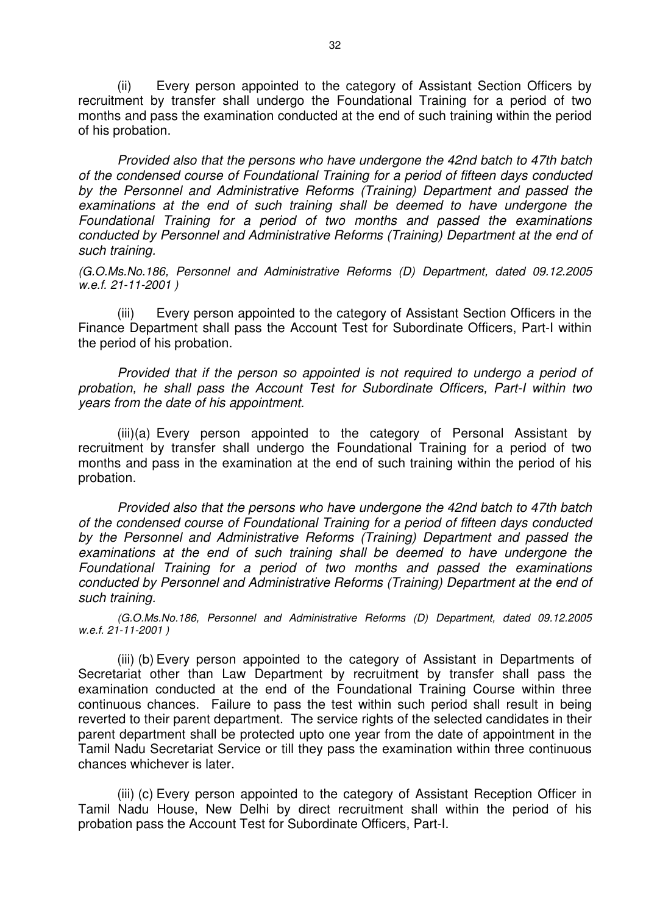(ii) Every person appointed to the category of Assistant Section Officers by recruitment by transfer shall undergo the Foundational Training for a period of two months and pass the examination conducted at the end of such training within the period of his probation.

*Provided also that the persons who have undergone the 42nd batch to 47th batch of the condensed course of Foundational Training for a period of fifteen days conducted by the Personnel and Administrative Reforms (Training) Department and passed the examinations at the end of such training shall be deemed to have undergone the Foundational Training for a period of two months and passed the examinations conducted by Personnel and Administrative Reforms (Training) Department at the end of such training.*

*(G.O.Ms.No.186, Personnel and Administrative Reforms (D) Department, dated 09.12.2005 w.e.f. 21-11-2001 )*

(iii) Every person appointed to the category of Assistant Section Officers in the Finance Department shall pass the Account Test for Subordinate Officers, Part-I within the period of his probation.

*Provided that if the person so appointed is not required to undergo a period of probation, he shall pass the Account Test for Subordinate Officers, Part-I within two years from the date of his appointment.*

(iii)(a) Every person appointed to the category of Personal Assistant by recruitment by transfer shall undergo the Foundational Training for a period of two months and pass in the examination at the end of such training within the period of his probation.

*Provided also that the persons who have undergone the 42nd batch to 47th batch of the condensed course of Foundational Training for a period of fifteen days conducted by the Personnel and Administrative Reforms (Training) Department and passed the examinations at the end of such training shall be deemed to have undergone the Foundational Training for a period of two months and passed the examinations conducted by Personnel and Administrative Reforms (Training) Department at the end of such training.*

*(G.O.Ms.No.186, Personnel and Administrative Reforms (D) Department, dated 09.12.2005 w.e.f. 21-11-2001 )*

(iii) (b) Every person appointed to the category of Assistant in Departments of Secretariat other than Law Department by recruitment by transfer shall pass the examination conducted at the end of the Foundational Training Course within three continuous chances. Failure to pass the test within such period shall result in being reverted to their parent department. The service rights of the selected candidates in their parent department shall be protected upto one year from the date of appointment in the Tamil Nadu Secretariat Service or till they pass the examination within three continuous chances whichever is later.

(iii) (c) Every person appointed to the category of Assistant Reception Officer in Tamil Nadu House, New Delhi by direct recruitment shall within the period of his probation pass the Account Test for Subordinate Officers, Part-I.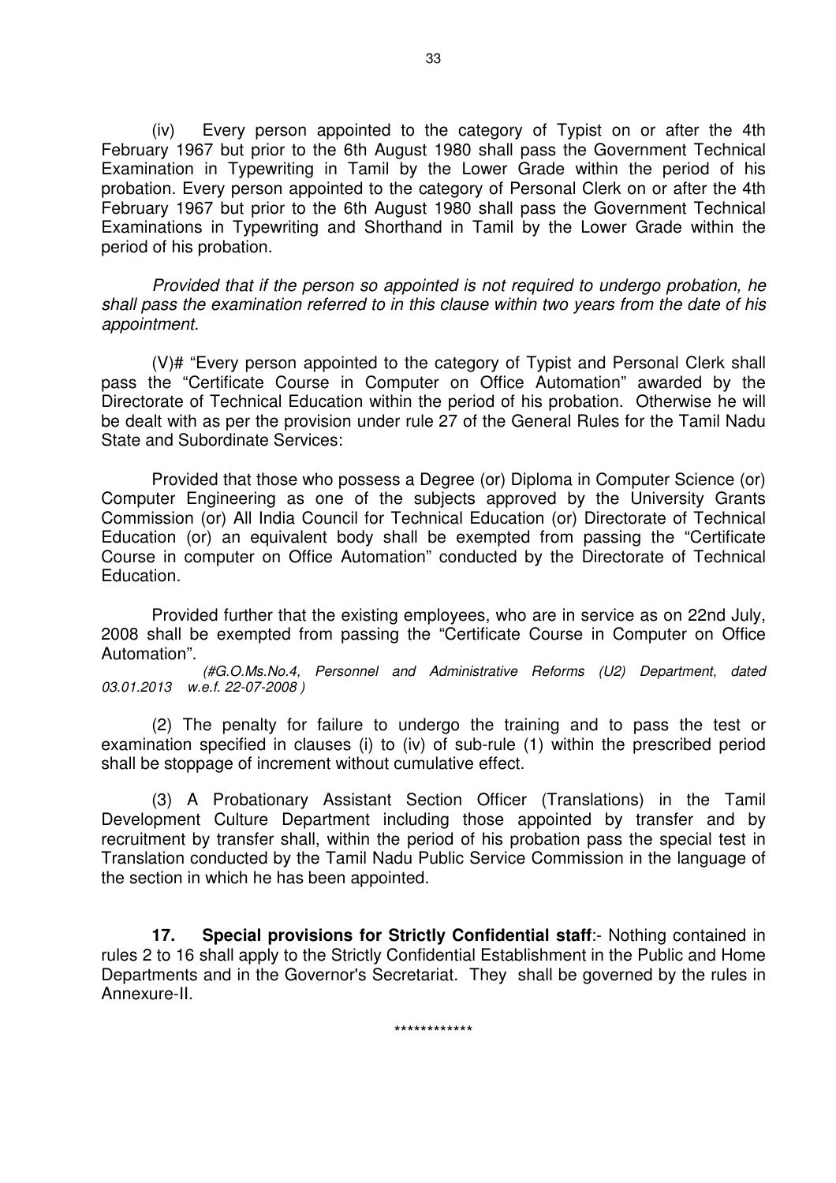(iv) Every person appointed to the category of Typist on or after the 4th February 1967 but prior to the 6th August 1980 shall pass the Government Technical Examination in Typewriting in Tamil by the Lower Grade within the period of his probation. Every person appointed to the category of Personal Clerk on or after the 4th February 1967 but prior to the 6th August 1980 shall pass the Government Technical Examinations in Typewriting and Shorthand in Tamil by the Lower Grade within the period of his probation.

*Provided that if the person so appointed is not required to undergo probation, he shall pass the examination referred to in this clause within two years from the date of his appointment.*

(V)# "Every person appointed to the category of Typist and Personal Clerk shall pass the "Certificate Course in Computer on Office Automation" awarded by the Directorate of Technical Education within the period of his probation. Otherwise he will be dealt with as per the provision under rule 27 of the General Rules for the Tamil Nadu State and Subordinate Services:

Provided that those who possess a Degree (or) Diploma in Computer Science (or) Computer Engineering as one of the subjects approved by the University Grants Commission (or) All India Council for Technical Education (or) Directorate of Technical Education (or) an equivalent body shall be exempted from passing the "Certificate Course in computer on Office Automation" conducted by the Directorate of Technical Education.

Provided further that the existing employees, who are in service as on 22nd July, 2008 shall be exempted from passing the "Certificate Course in Computer on Office Automation".

*(#G.O.Ms.No.4, Personnel and Administrative Reforms (U2) Department, dated 03.01.2013 w.e.f. 22-07-2008 )*

(2) The penalty for failure to undergo the training and to pass the test or examination specified in clauses (i) to (iv) of sub-rule (1) within the prescribed period shall be stoppage of increment without cumulative effect.

(3) A Probationary Assistant Section Officer (Translations) in the Tamil Development Culture Department including those appointed by transfer and by recruitment by transfer shall, within the period of his probation pass the special test in Translation conducted by the Tamil Nadu Public Service Commission in the language of the section in which he has been appointed.

**17. Special provisions for Strictly Confidential staff**:- Nothing contained in rules 2 to 16 shall apply to the Strictly Confidential Establishment in the Public and Home Departments and in the Governor's Secretariat. They shall be governed by the rules in Annexure-II.

************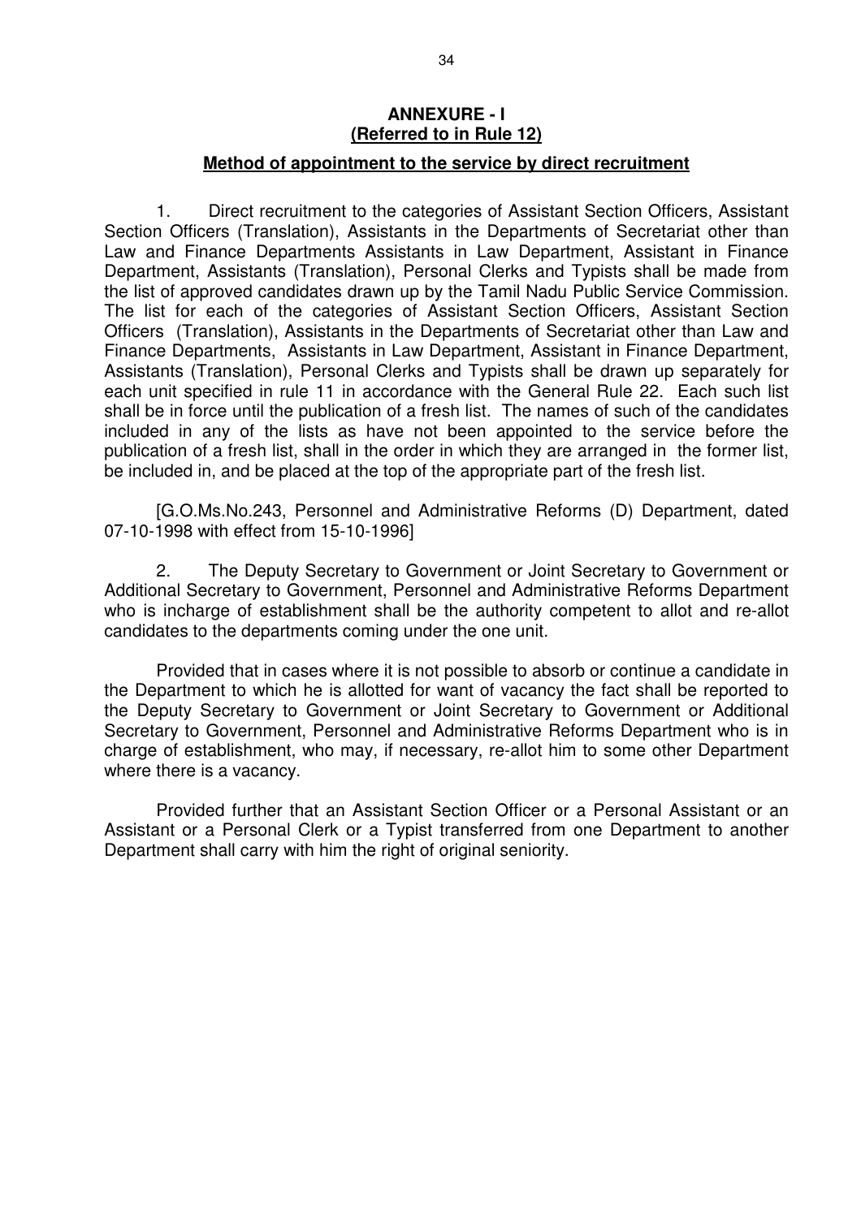## ANNEXURE - I
**(Referred to in Rule 12)**

**Method of appointment to the service by direct recruitment**

1. Direct recruitment to the categories of Assistant Section Officers, Assistant Section Officers (Translation), Assistants in the Departments of Secretariat other than Law and Finance Departments Assistants in Law Department, Assistant in Finance Department, Assistants (Translation), Personal Clerks and Typists shall be made from the list of approved candidates drawn up by the Tamil Nadu Public Service Commission. The list for each of the categories of Assistant Section Officers, Assistant Section Officers (Translation), Assistants in the Departments of Secretariat other than Law and Finance Departments, Assistants in Law Department, Assistant in Finance Department, Assistants (Translation), Personal Clerks and Typists shall be drawn up separately for each unit specified in rule 11 in accordance with the General Rule 22. Each such list shall be in force until the publication of a fresh list. The names of such of the candidates included in any of the lists as have not been appointed to the service before the publication of a fresh list, shall in the order in which they are arranged in the former list, be included in, and be placed at the top of the appropriate part of the fresh list.

[G.O.Ms.No.243, Personnel and Administrative Reforms (D) Department, dated 07-10-1998 with effect from 15-10-1996]

2. The Deputy Secretary to Government or Joint Secretary to Government or Additional Secretary to Government, Personnel and Administrative Reforms Department who is incharge of establishment shall be the authority competent to allot and re-allot candidates to the departments coming under the one unit.

Provided that in cases where it is not possible to absorb or continue a candidate in the Department to which he is allotted for want of vacancy the fact shall be reported to the Deputy Secretary to Government or Joint Secretary to Government or Additional Secretary to Government, Personnel and Administrative Reforms Department who is in charge of establishment, who may, if necessary, re-allot him to some other Department where there is a vacancy.

Provided further that an Assistant Section Officer or a Personal Assistant or an Assistant or a Personal Clerk or a Typist transferred from one Department to another Department shall carry with him the right of original seniority.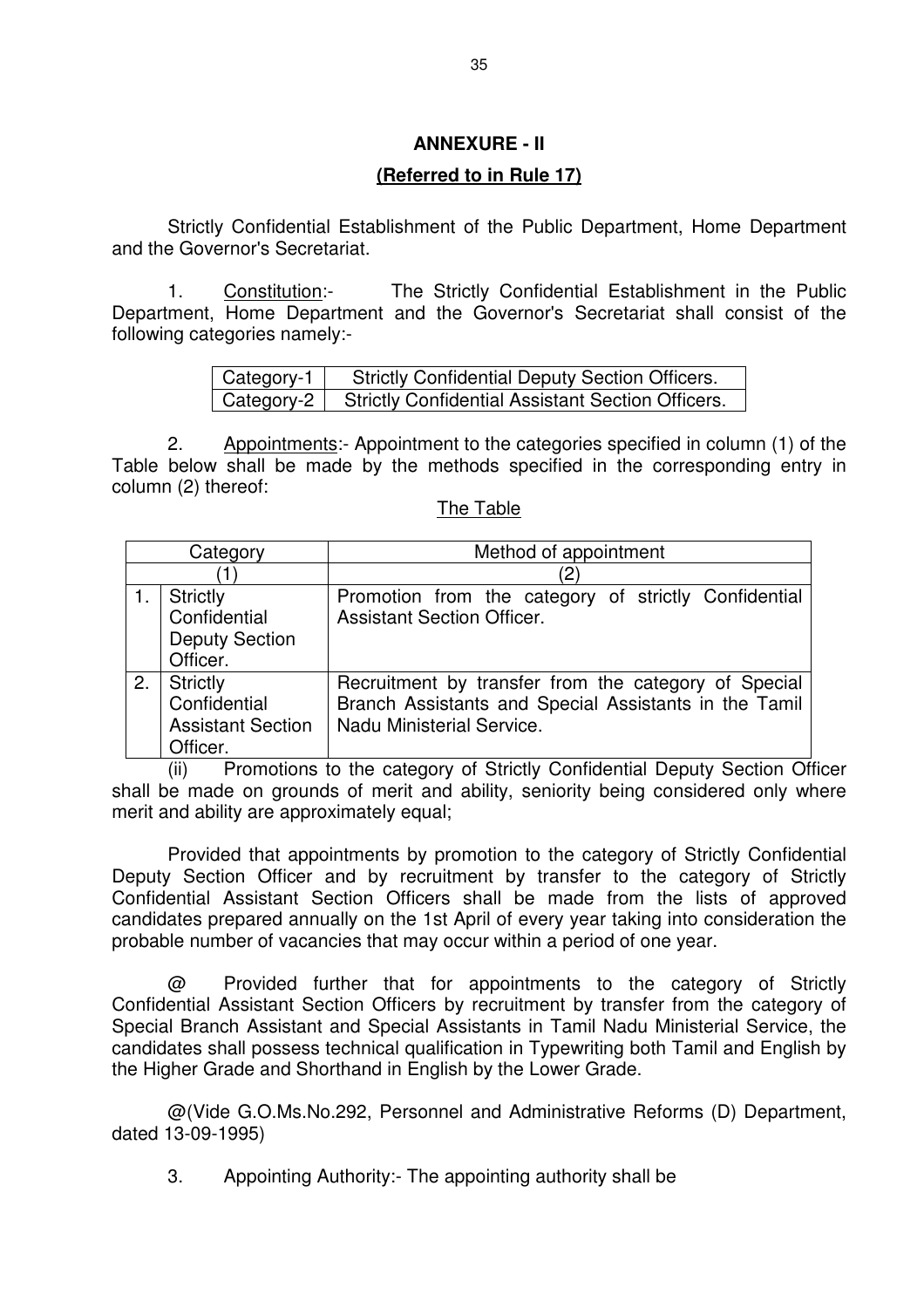## ANNEXURE - II

### (Referred to in Rule 17)

Strictly Confidential Establishment of the Public Department, Home Department and the Governor's Secretariat.

1. Constitution:- The Strictly Confidential Establishment in the Public Department, Home Department and the Governor's Secretariat shall consist of the following categories namely:-

| Category-1 | Strictly Confidential Deputy Section Officers. |
|---|---|
| Category-2 | Strictly Confidential Assistant Section Officers. |

2. Appointments:- Appointment to the categories specified in column (1) of the Table below shall be made by the methods specified in the corresponding entry in column (2) thereof:

The Table

| Category | | Method of appointment |
|---|---|---|
| (1) | | (2) |
| 1. | Strictly Confidential Deputy Section Officer. | Promotion from the category of strictly Confidential Assistant Section Officer. |
| 2. | Strictly Confidential Assistant Section Officer. | Recruitment by transfer from the category of Special Branch Assistants and Special Assistants in the Tamil Nadu Ministerial Service. |

(ii) Promotions to the category of Strictly Confidential Deputy Section Officer shall be made on grounds of merit and ability, seniority being considered only where merit and ability are approximately equal;

Provided that appointments by promotion to the category of Strictly Confidential Deputy Section Officer and by recruitment by transfer to the category of Strictly Confidential Assistant Section Officers shall be made from the lists of approved candidates prepared annually on the 1st April of every year taking into consideration the probable number of vacancies that may occur within a period of one year.

@ Provided further that for appointments to the category of Strictly Confidential Assistant Section Officers by recruitment by transfer from the category of Special Branch Assistant and Special Assistants in Tamil Nadu Ministerial Service, the candidates shall possess technical qualification in Typewriting both Tamil and English by the Higher Grade and Shorthand in English by the Lower Grade.

@(Vide G.O.Ms.No.292, Personnel and Administrative Reforms (D) Department, dated 13-09-1995)

3. Appointing Authority:- The appointing authority shall be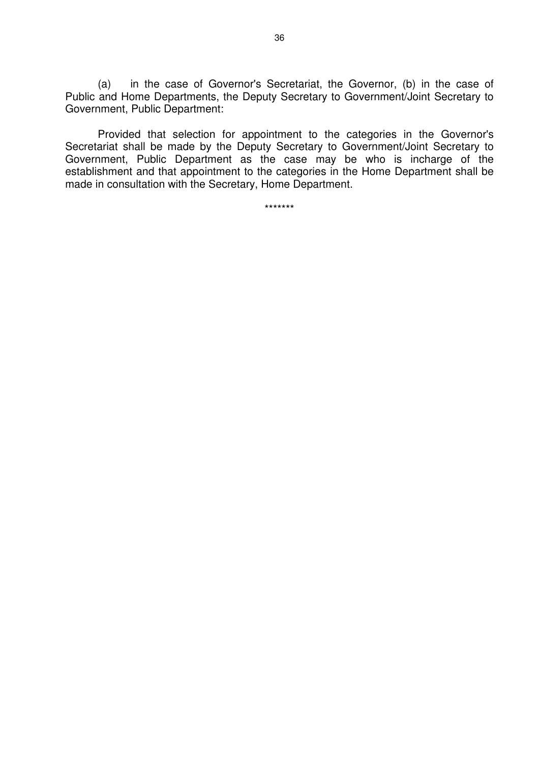(a) in the case of Governor's Secretariat, the Governor, (b) in the case of Public and Home Departments, the Deputy Secretary to Government/Joint Secretary to Government, Public Department:

Provided that selection for appointment to the categories in the Governor's Secretariat shall be made by the Deputy Secretary to Government/Joint Secretary to Government, Public Department as the case may be who is incharge of the establishment and that appointment to the categories in the Home Department shall be made in consultation with the Secretary, Home Department.

*******